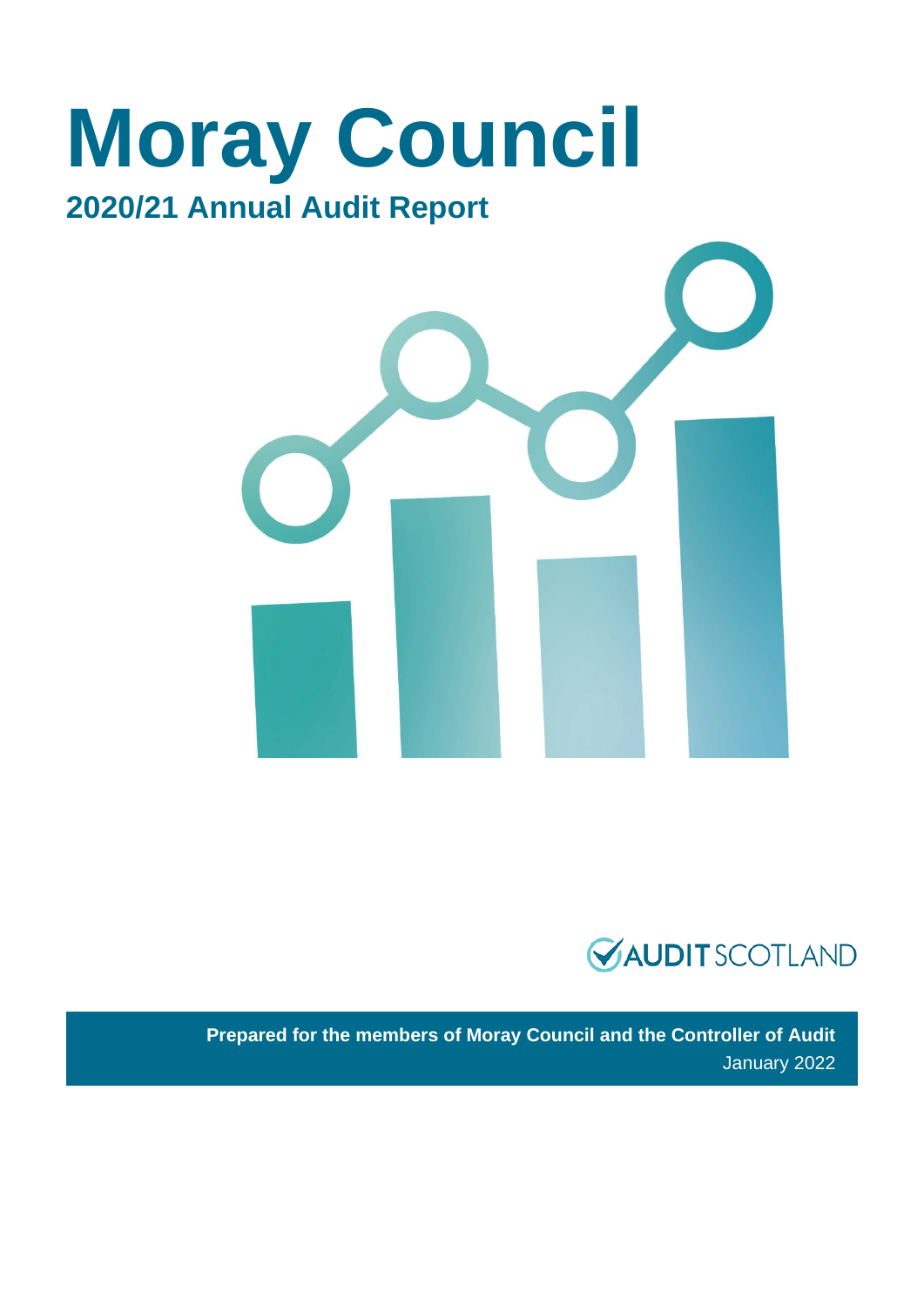# Moray Council

## 2020/21 Annual Audit Report

AUDIT SCOTLAND

**Prepared for the members of Moray Council and the Controller of Audit**
January 2022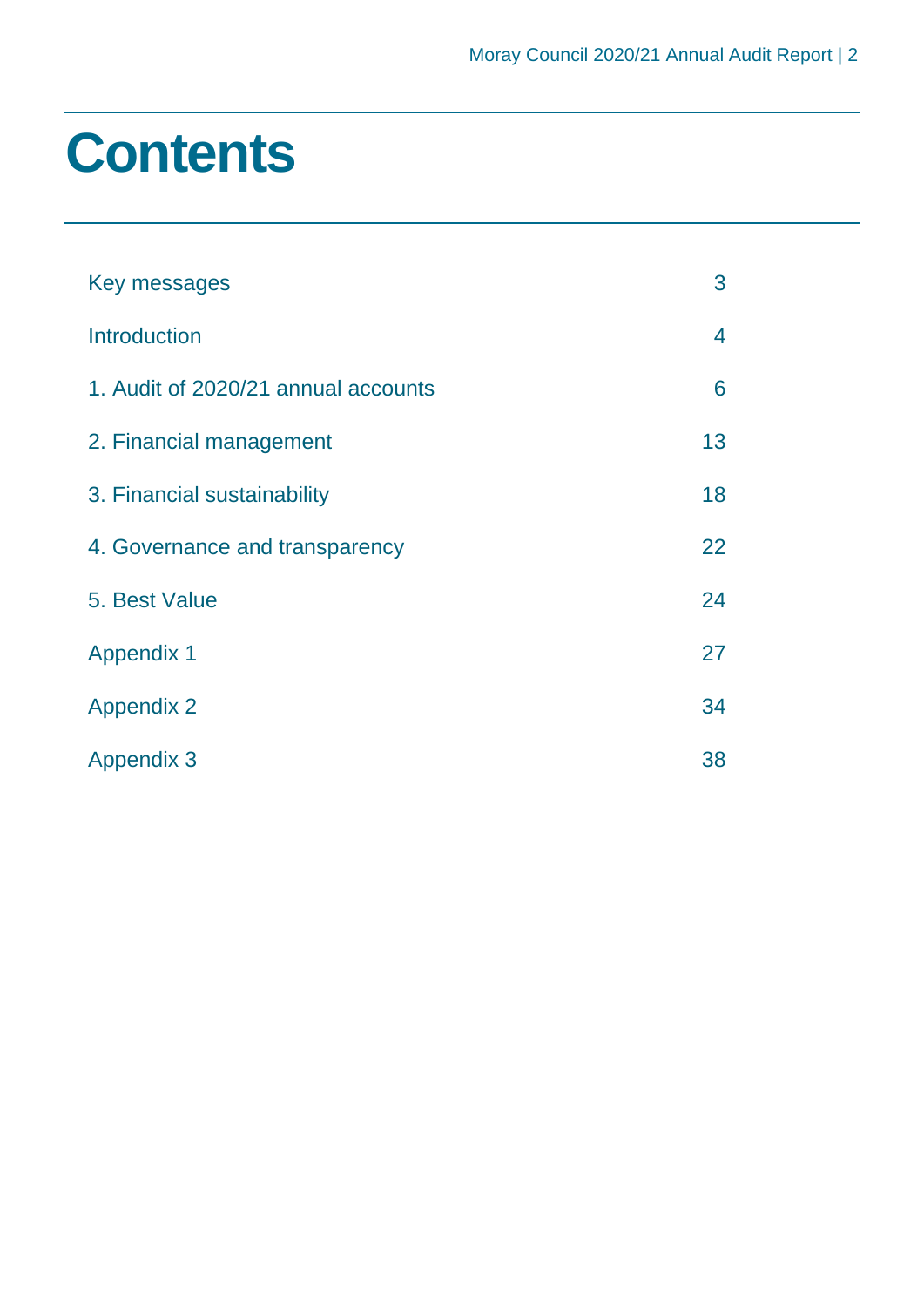# Contents

| | |
|---|---|
| Key messages | 3 |
| Introduction | 4 |
| 1. Audit of 2020/21 annual accounts | 6 |
| 2. Financial management | 13 |
| 3. Financial sustainability | 18 |
| 4. Governance and transparency | 22 |
| 5. Best Value | 24 |
| Appendix 1 | 27 |
| Appendix 2 | 34 |
| Appendix 3 | 38 |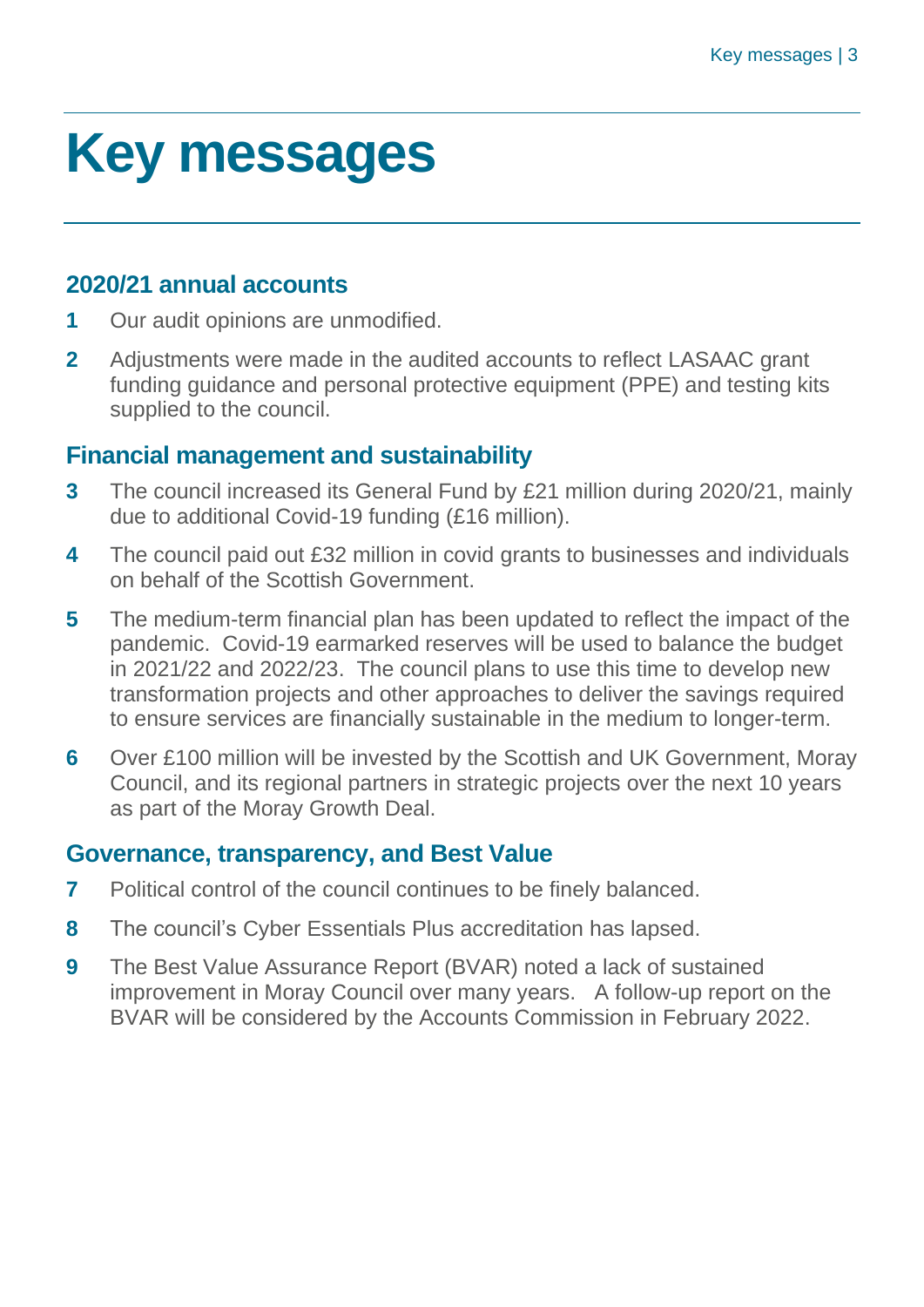# Key messages

## 2020/21 annual accounts

1. Our audit opinions are unmodified.
2. Adjustments were made in the audited accounts to reflect LASAAC grant funding guidance and personal protective equipment (PPE) and testing kits supplied to the council.

## Financial management and sustainability

3. The council increased its General Fund by £21 million during 2020/21, mainly due to additional Covid-19 funding (£16 million).
4. The council paid out £32 million in covid grants to businesses and individuals on behalf of the Scottish Government.
5. The medium-term financial plan has been updated to reflect the impact of the pandemic. Covid-19 earmarked reserves will be used to balance the budget in 2021/22 and 2022/23. The council plans to use this time to develop new transformation projects and other approaches to deliver the savings required to ensure services are financially sustainable in the medium to longer-term.
6. Over £100 million will be invested by the Scottish and UK Government, Moray Council, and its regional partners in strategic projects over the next 10 years as part of the Moray Growth Deal.

## Governance, transparency, and Best Value

7. Political control of the council continues to be finely balanced.
8. The council's Cyber Essentials Plus accreditation has lapsed.
9. The Best Value Assurance Report (BVAR) noted a lack of sustained improvement in Moray Council over many years. A follow-up report on the BVAR will be considered by the Accounts Commission in February 2022.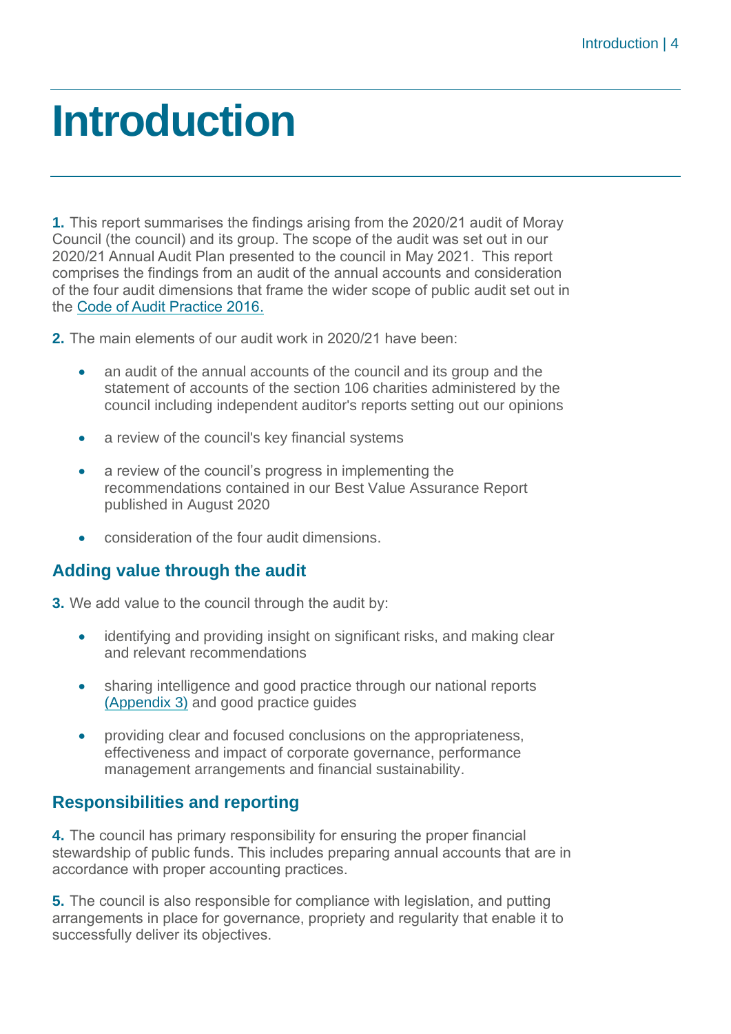# Introduction

**1.** This report summarises the findings arising from the 2020/21 audit of Moray Council (the council) and its group. The scope of the audit was set out in our 2020/21 Annual Audit Plan presented to the council in May 2021. This report comprises the findings from an audit of the annual accounts and consideration of the four audit dimensions that frame the wider scope of public audit set out in the Code of Audit Practice 2016.

**2.** The main elements of our audit work in 2020/21 have been:

- an audit of the annual accounts of the council and its group and the statement of accounts of the section 106 charities administered by the council including independent auditor's reports setting out our opinions
- a review of the council's key financial systems
- a review of the council's progress in implementing the recommendations contained in our Best Value Assurance Report published in August 2020
- consideration of the four audit dimensions.

## Adding value through the audit

**3.** We add value to the council through the audit by:

- identifying and providing insight on significant risks, and making clear and relevant recommendations
- sharing intelligence and good practice through our national reports (Appendix 3) and good practice guides
- providing clear and focused conclusions on the appropriateness, effectiveness and impact of corporate governance, performance management arrangements and financial sustainability.

## Responsibilities and reporting

**4.** The council has primary responsibility for ensuring the proper financial stewardship of public funds. This includes preparing annual accounts that are in accordance with proper accounting practices.

**5.** The council is also responsible for compliance with legislation, and putting arrangements in place for governance, propriety and regularity that enable it to successfully deliver its objectives.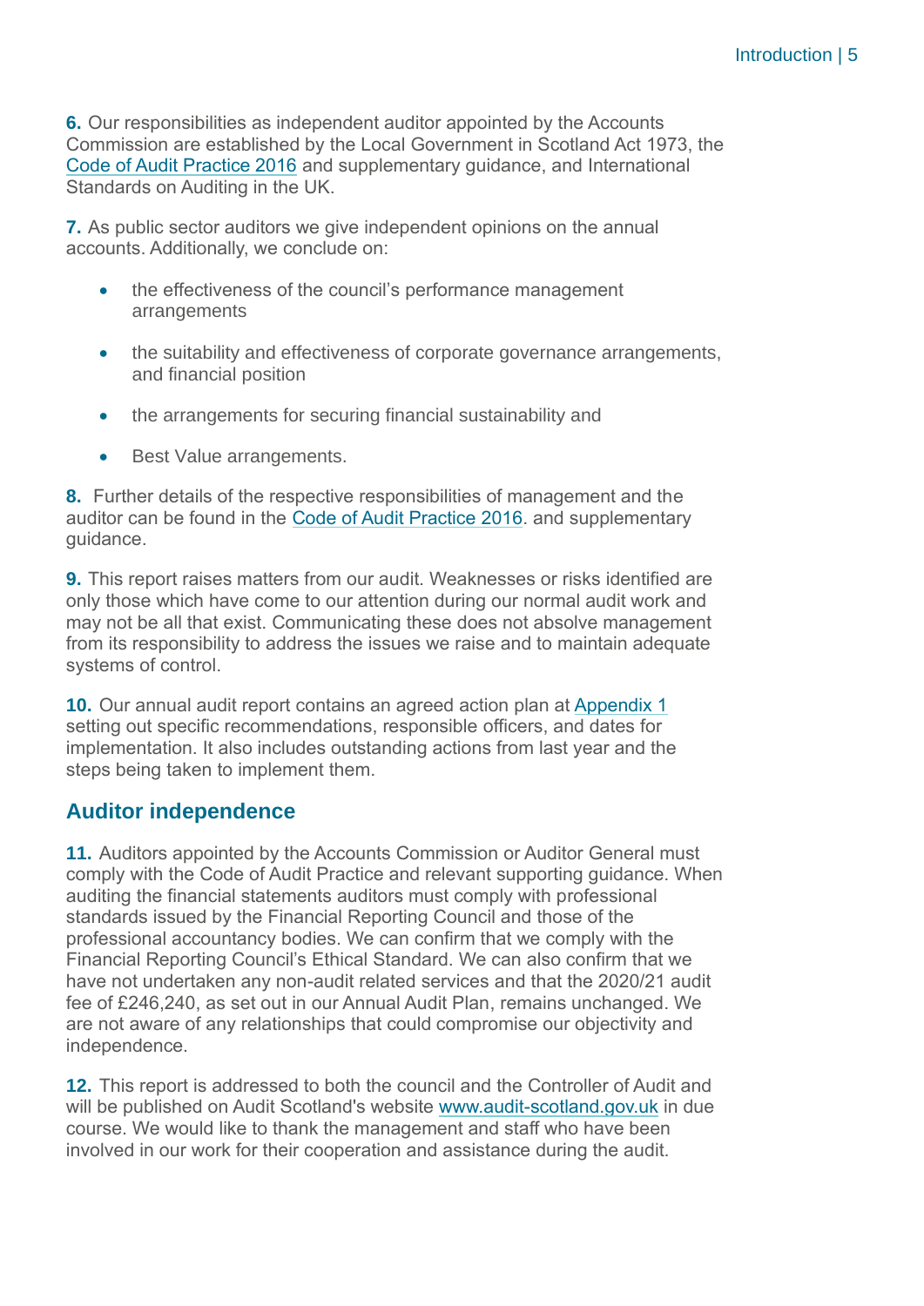**6.** Our responsibilities as independent auditor appointed by the Accounts Commission are established by the Local Government in Scotland Act 1973, the Code of Audit Practice 2016 and supplementary guidance, and International Standards on Auditing in the UK.

**7.** As public sector auditors we give independent opinions on the annual accounts. Additionally, we conclude on:

- the effectiveness of the council's performance management arrangements
- the suitability and effectiveness of corporate governance arrangements, and financial position
- the arrangements for securing financial sustainability and
- Best Value arrangements.

**8.** Further details of the respective responsibilities of management and the auditor can be found in the Code of Audit Practice 2016. and supplementary guidance.

**9.** This report raises matters from our audit. Weaknesses or risks identified are only those which have come to our attention during our normal audit work and may not be all that exist. Communicating these does not absolve management from its responsibility to address the issues we raise and to maintain adequate systems of control.

**10.** Our annual audit report contains an agreed action plan at Appendix 1 setting out specific recommendations, responsible officers, and dates for implementation. It also includes outstanding actions from last year and the steps being taken to implement them.

## Auditor independence

**11.** Auditors appointed by the Accounts Commission or Auditor General must comply with the Code of Audit Practice and relevant supporting guidance. When auditing the financial statements auditors must comply with professional standards issued by the Financial Reporting Council and those of the professional accountancy bodies. We can confirm that we comply with the Financial Reporting Council's Ethical Standard. We can also confirm that we have not undertaken any non-audit related services and that the 2020/21 audit fee of £246,240, as set out in our Annual Audit Plan, remains unchanged. We are not aware of any relationships that could compromise our objectivity and independence.

**12.** This report is addressed to both the council and the Controller of Audit and will be published on Audit Scotland's website www.audit-scotland.gov.uk in due course. We would like to thank the management and staff who have been involved in our work for their cooperation and assistance during the audit.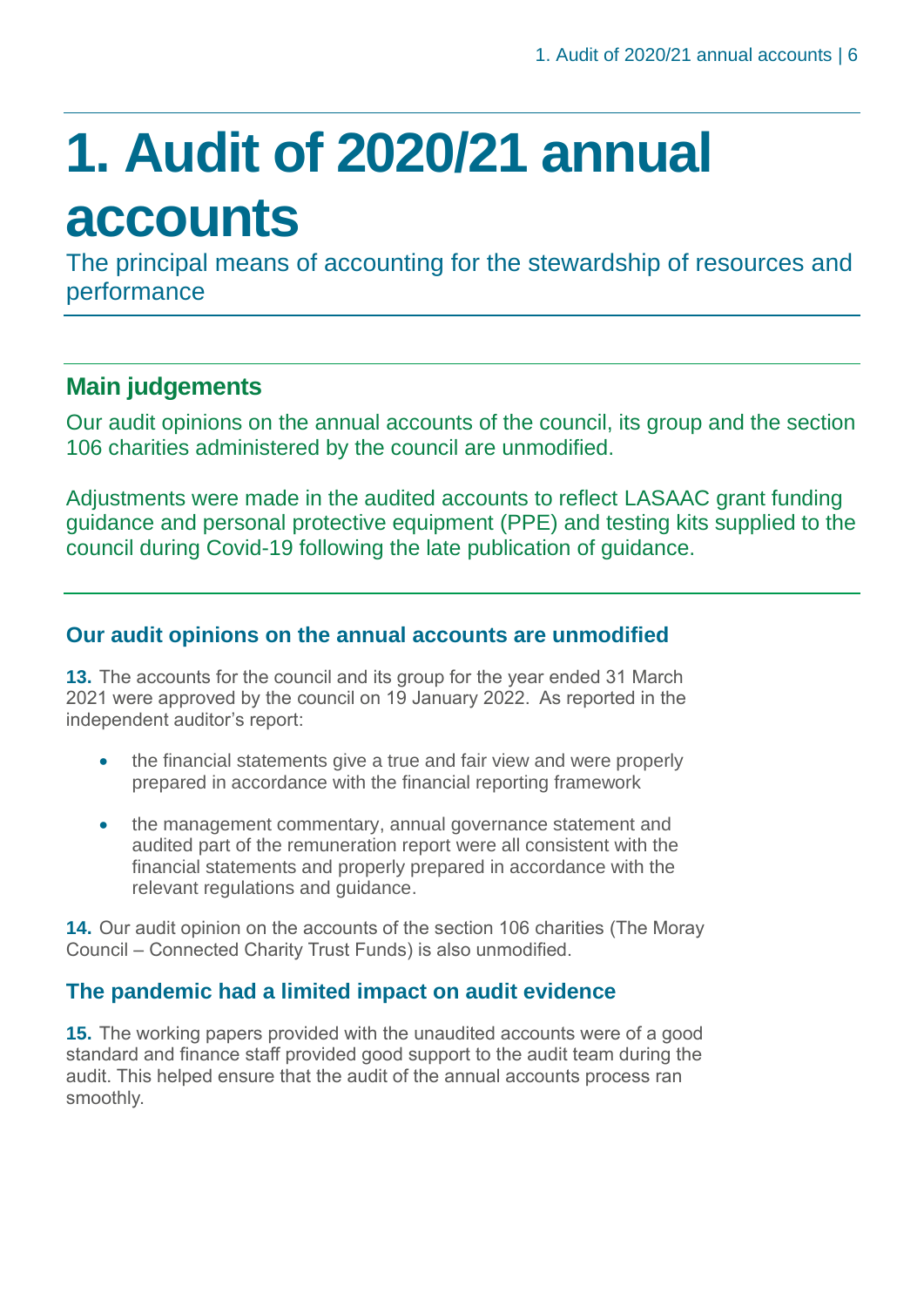# 1. Audit of 2020/21 annual accounts

The principal means of accounting for the stewardship of resources and performance

## Main judgements

Our audit opinions on the annual accounts of the council, its group and the section 106 charities administered by the council are unmodified.

Adjustments were made in the audited accounts to reflect LASAAC grant funding guidance and personal protective equipment (PPE) and testing kits supplied to the council during Covid-19 following the late publication of guidance.

### Our audit opinions on the annual accounts are unmodified

**13.** The accounts for the council and its group for the year ended 31 March 2021 were approved by the council on 19 January 2022. As reported in the independent auditor's report:

- the financial statements give a true and fair view and were properly prepared in accordance with the financial reporting framework
- the management commentary, annual governance statement and audited part of the remuneration report were all consistent with the financial statements and properly prepared in accordance with the relevant regulations and guidance.

**14.** Our audit opinion on the accounts of the section 106 charities (The Moray Council – Connected Charity Trust Funds) is also unmodified.

### The pandemic had a limited impact on audit evidence

**15.** The working papers provided with the unaudited accounts were of a good standard and finance staff provided good support to the audit team during the audit. This helped ensure that the audit of the annual accounts process ran smoothly.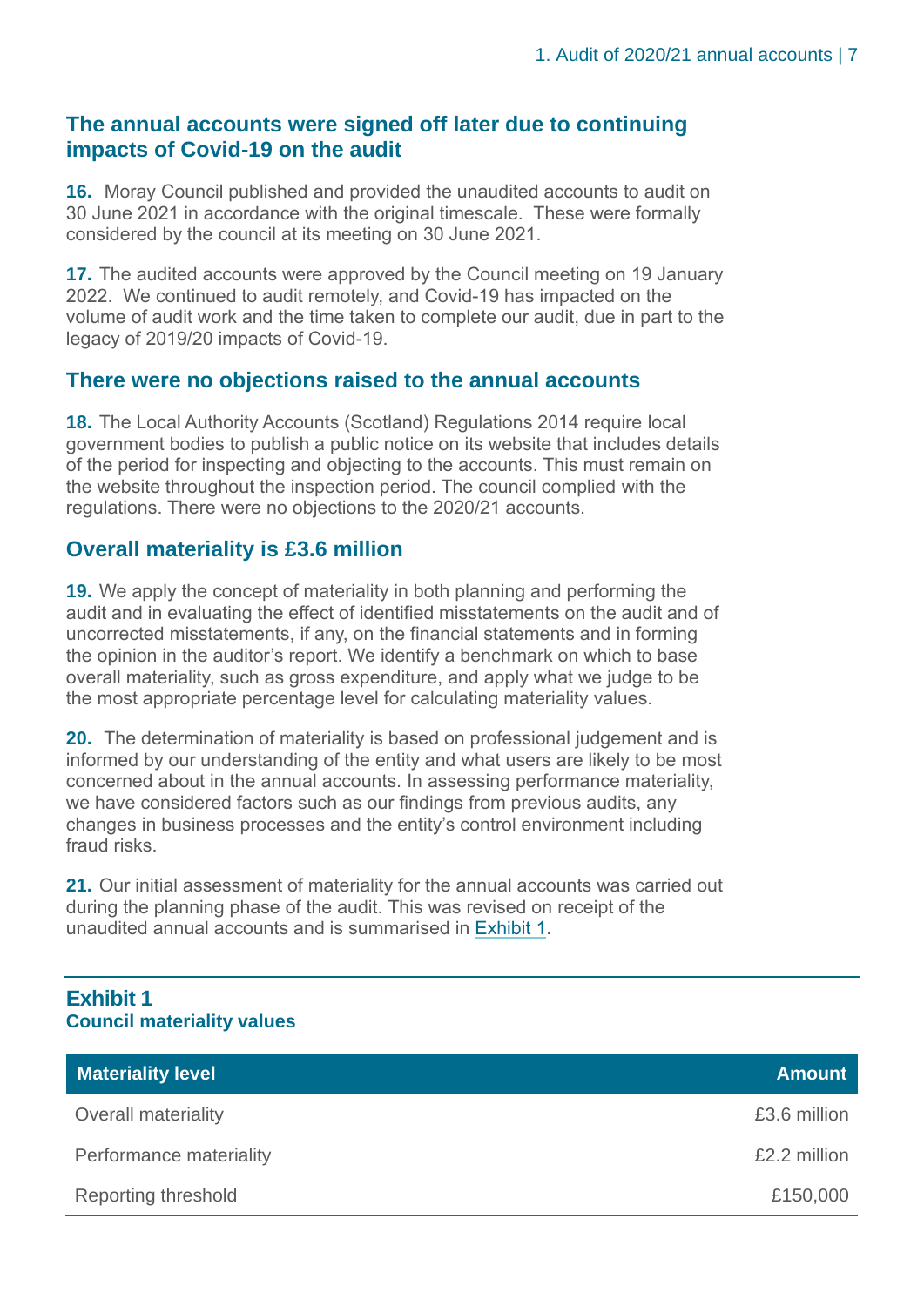## The annual accounts were signed off later due to continuing impacts of Covid-19 on the audit

**16.** Moray Council published and provided the unaudited accounts to audit on 30 June 2021 in accordance with the original timescale. These were formally considered by the council at its meeting on 30 June 2021.

**17.** The audited accounts were approved by the Council meeting on 19 January 2022. We continued to audit remotely, and Covid-19 has impacted on the volume of audit work and the time taken to complete our audit, due in part to the legacy of 2019/20 impacts of Covid-19.

## There were no objections raised to the annual accounts

**18.** The Local Authority Accounts (Scotland) Regulations 2014 require local government bodies to publish a public notice on its website that includes details of the period for inspecting and objecting to the accounts. This must remain on the website throughout the inspection period. The council complied with the regulations. There were no objections to the 2020/21 accounts.

## Overall materiality is £3.6 million

**19.** We apply the concept of materiality in both planning and performing the audit and in evaluating the effect of identified misstatements on the audit and of uncorrected misstatements, if any, on the financial statements and in forming the opinion in the auditor's report. We identify a benchmark on which to base overall materiality, such as gross expenditure, and apply what we judge to be the most appropriate percentage level for calculating materiality values.

**20.** The determination of materiality is based on professional judgement and is informed by our understanding of the entity and what users are likely to be most concerned about in the annual accounts. In assessing performance materiality, we have considered factors such as our findings from previous audits, any changes in business processes and the entity's control environment including fraud risks.

**21.** Our initial assessment of materiality for the annual accounts was carried out during the planning phase of the audit. This was revised on receipt of the unaudited annual accounts and is summarised in Exhibit 1.

**Exhibit 1**
**Council materiality values**

| Materiality level | Amount |
|---|---|
| Overall materiality | £3.6 million |
| Performance materiality | £2.2 million |
| Reporting threshold | £150,000 |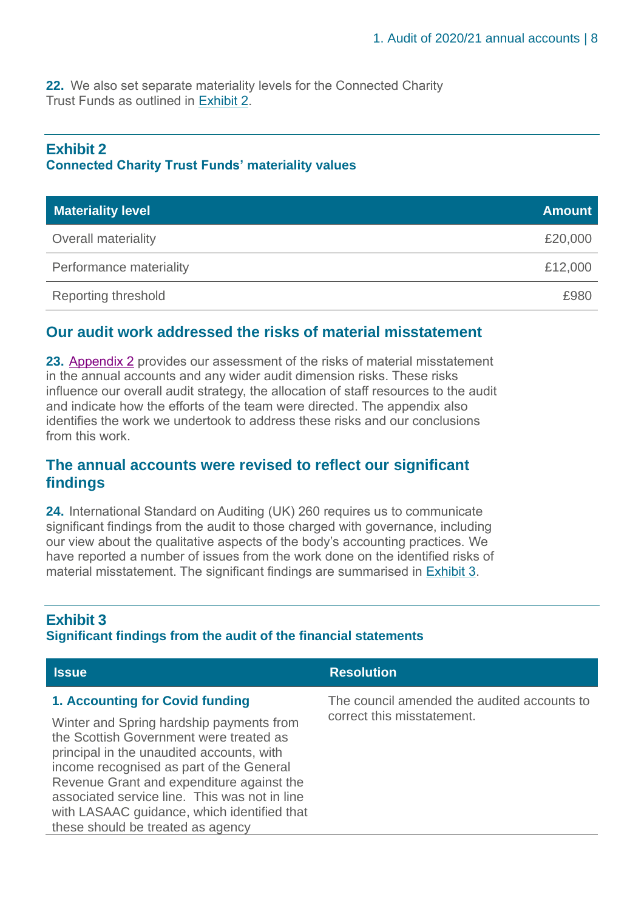**22.** We also set separate materiality levels for the Connected Charity Trust Funds as outlined in Exhibit 2.

### Exhibit 2
**Connected Charity Trust Funds' materiality values**

| Materiality level | Amount |
|---|---|
| Overall materiality | £20,000 |
| Performance materiality | £12,000 |
| Reporting threshold | £980 |

## Our audit work addressed the risks of material misstatement

**23.** Appendix 2 provides our assessment of the risks of material misstatement in the annual accounts and any wider audit dimension risks. These risks influence our overall audit strategy, the allocation of staff resources to the audit and indicate how the efforts of the team were directed. The appendix also identifies the work we undertook to address these risks and our conclusions from this work.

## The annual accounts were revised to reflect our significant findings

**24.** International Standard on Auditing (UK) 260 requires us to communicate significant findings from the audit to those charged with governance, including our view about the qualitative aspects of the body's accounting practices. We have reported a number of issues from the work done on the identified risks of material misstatement. The significant findings are summarised in Exhibit 3.

### Exhibit 3
**Significant findings from the audit of the financial statements**

| Issue | Resolution |
|---|---|
| **1. Accounting for Covid funding**<br><br>Winter and Spring hardship payments from the Scottish Government were treated as principal in the unaudited accounts, with income recognised as part of the General Revenue Grant and expenditure against the associated service line. This was not in line with LASAAC guidance, which identified that these should be treated as agency | The council amended the audited accounts to correct this misstatement. |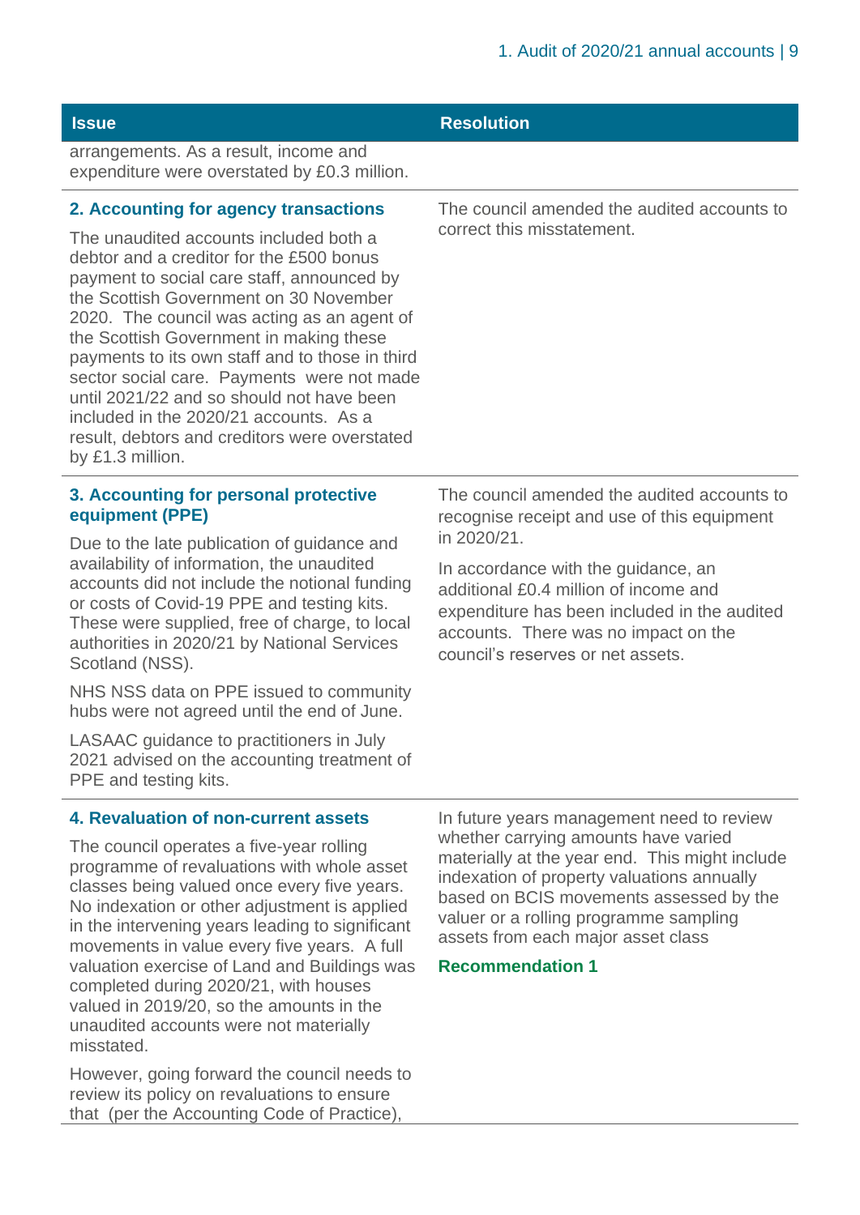| Issue | Resolution |
|---|---|
| arrangements. As a result, income and expenditure were overstated by £0.3 million. | |
| **2. Accounting for agency transactions**<br><br>The unaudited accounts included both a debtor and a creditor for the £500 bonus payment to social care staff, announced by the Scottish Government on 30 November 2020. The council was acting as an agent of the Scottish Government in making these payments to its own staff and to those in third sector social care. Payments were not made until 2021/22 and so should not have been included in the 2020/21 accounts. As a result, debtors and creditors were overstated by £1.3 million. | The council amended the audited accounts to correct this misstatement. |
| **3. Accounting for personal protective equipment (PPE)**<br><br>Due to the late publication of guidance and availability of information, the unaudited accounts did not include the notional funding or costs of Covid-19 PPE and testing kits. These were supplied, free of charge, to local authorities in 2020/21 by National Services Scotland (NSS).<br><br>NHS NSS data on PPE issued to community hubs were not agreed until the end of June.<br><br>LASAAC guidance to practitioners in July 2021 advised on the accounting treatment of PPE and testing kits. | The council amended the audited accounts to recognise receipt and use of this equipment in 2020/21.<br><br>In accordance with the guidance, an additional £0.4 million of income and expenditure has been included in the audited accounts. There was no impact on the council's reserves or net assets. |
| **4. Revaluation of non-current assets**<br><br>The council operates a five-year rolling programme of revaluations with whole asset classes being valued once every five years. No indexation or other adjustment is applied in the intervening years leading to significant movements in value every five years. A full valuation exercise of Land and Buildings was completed during 2020/21, with houses valued in 2019/20, so the amounts in the unaudited accounts were not materially misstated.<br><br>However, going forward the council needs to review its policy on revaluations to ensure that (per the Accounting Code of Practice), | In future years management need to review whether carrying amounts have varied materially at the year end. This might include indexation of property valuations annually based on BCIS movements assessed by the valuer or a rolling programme sampling assets from each major asset class<br><br>**Recommendation 1** |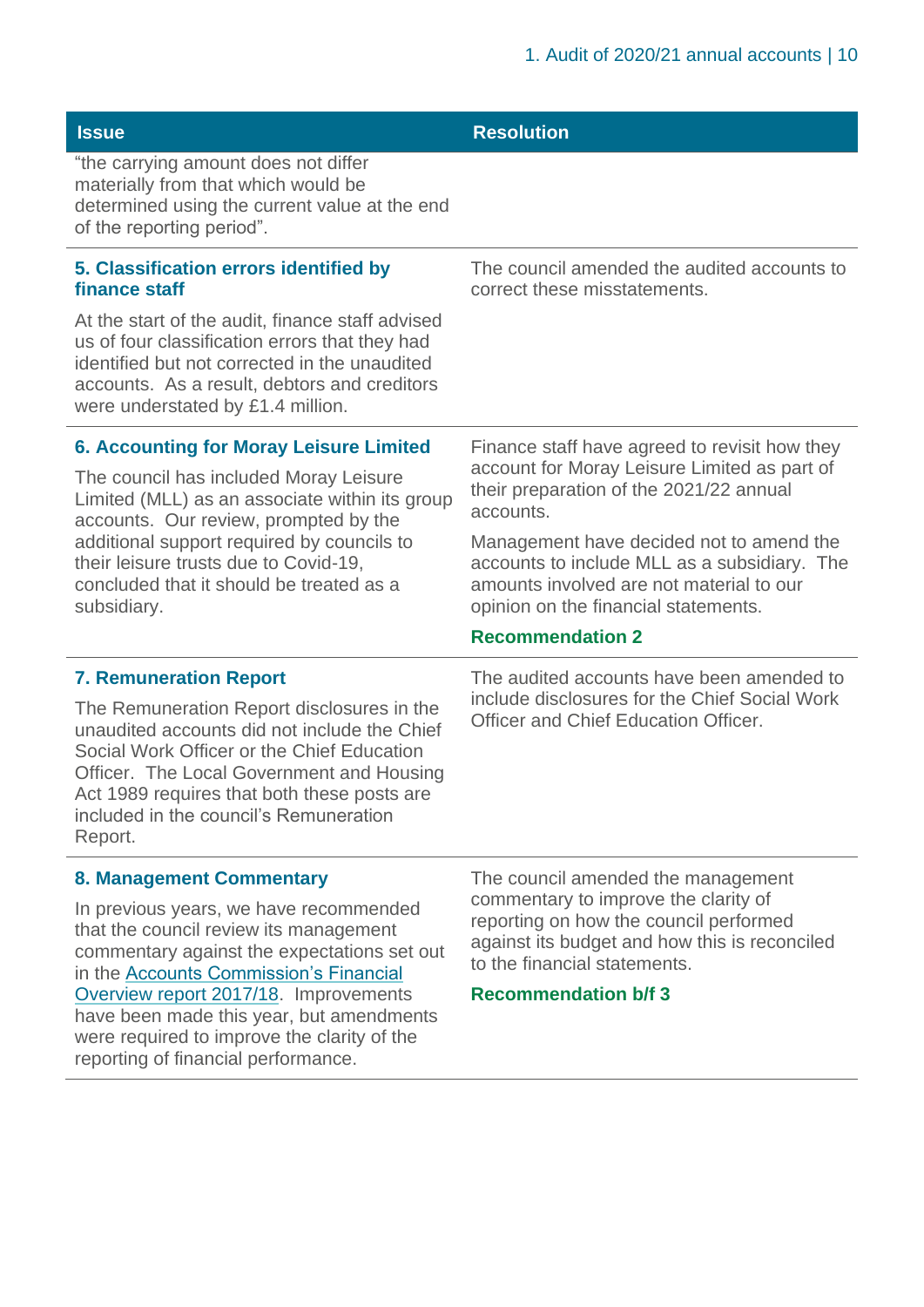| Issue | Resolution |
|---|---|
| "the carrying amount does not differ materially from that which would be determined using the current value at the end of the reporting period". | |
| **5. Classification errors identified by finance staff**<br><br>At the start of the audit, finance staff advised us of four classification errors that they had identified but not corrected in the unaudited accounts. As a result, debtors and creditors were understated by £1.4 million. | The council amended the audited accounts to correct these misstatements. |
| **6. Accounting for Moray Leisure Limited**<br><br>The council has included Moray Leisure Limited (MLL) as an associate within its group accounts. Our review, prompted by the additional support required by councils to their leisure trusts due to Covid-19, concluded that it should be treated as a subsidiary. | Finance staff have agreed to revisit how they account for Moray Leisure Limited as part of their preparation of the 2021/22 annual accounts.<br><br>Management have decided not to amend the accounts to include MLL as a subsidiary. The amounts involved are not material to our opinion on the financial statements.<br><br>**Recommendation 2** |
| **7. Remuneration Report**<br><br>The Remuneration Report disclosures in the unaudited accounts did not include the Chief Social Work Officer or the Chief Education Officer. The Local Government and Housing Act 1989 requires that both these posts are included in the council's Remuneration Report. | The audited accounts have been amended to include disclosures for the Chief Social Work Officer and Chief Education Officer. |
| **8. Management Commentary**<br><br>In previous years, we have recommended that the council review its management commentary against the expectations set out in the Accounts Commission's Financial Overview report 2017/18. Improvements have been made this year, but amendments were required to improve the clarity of the reporting of financial performance. | The council amended the management commentary to improve the clarity of reporting on how the council performed against its budget and how this is reconciled to the financial statements.<br><br>**Recommendation b/f 3** |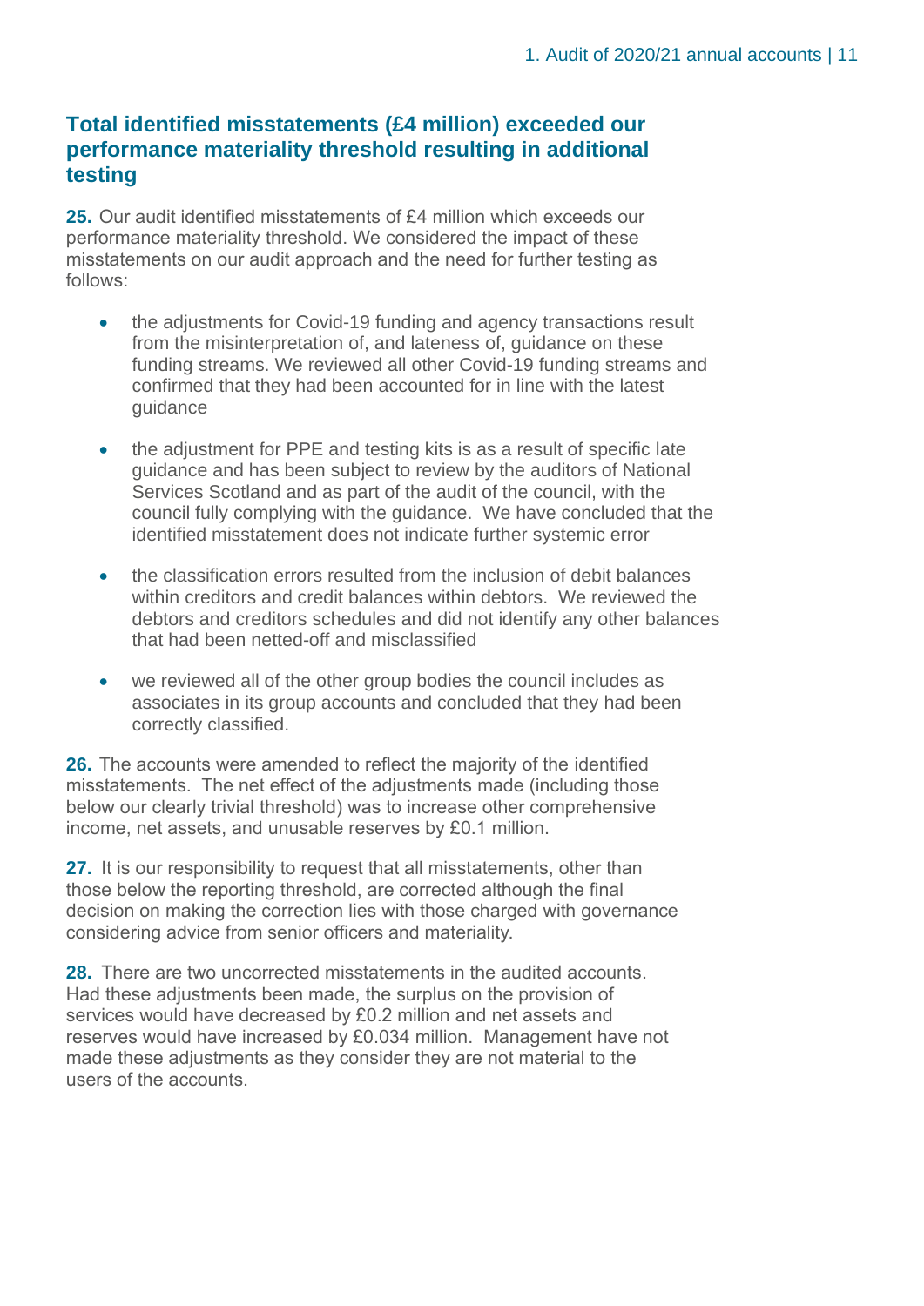## Total identified misstatements (£4 million) exceeded our performance materiality threshold resulting in additional testing

**25.** Our audit identified misstatements of £4 million which exceeds our performance materiality threshold. We considered the impact of these misstatements on our audit approach and the need for further testing as follows:

- the adjustments for Covid-19 funding and agency transactions result from the misinterpretation of, and lateness of, guidance on these funding streams. We reviewed all other Covid-19 funding streams and confirmed that they had been accounted for in line with the latest guidance
- the adjustment for PPE and testing kits is as a result of specific late guidance and has been subject to review by the auditors of National Services Scotland and as part of the audit of the council, with the council fully complying with the guidance. We have concluded that the identified misstatement does not indicate further systemic error
- the classification errors resulted from the inclusion of debit balances within creditors and credit balances within debtors. We reviewed the debtors and creditors schedules and did not identify any other balances that had been netted-off and misclassified
- we reviewed all of the other group bodies the council includes as associates in its group accounts and concluded that they had been correctly classified.

**26.** The accounts were amended to reflect the majority of the identified misstatements. The net effect of the adjustments made (including those below our clearly trivial threshold) was to increase other comprehensive income, net assets, and unusable reserves by £0.1 million.

**27.** It is our responsibility to request that all misstatements, other than those below the reporting threshold, are corrected although the final decision on making the correction lies with those charged with governance considering advice from senior officers and materiality.

**28.** There are two uncorrected misstatements in the audited accounts. Had these adjustments been made, the surplus on the provision of services would have decreased by £0.2 million and net assets and reserves would have increased by £0.034 million. Management have not made these adjustments as they consider they are not material to the users of the accounts.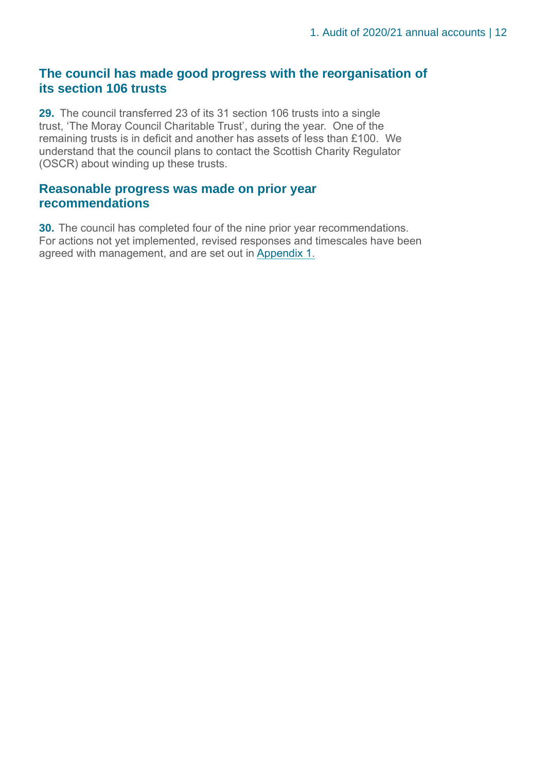## The council has made good progress with the reorganisation of its section 106 trusts

**29.** The council transferred 23 of its 31 section 106 trusts into a single trust, 'The Moray Council Charitable Trust', during the year. One of the remaining trusts is in deficit and another has assets of less than £100. We understand that the council plans to contact the Scottish Charity Regulator (OSCR) about winding up these trusts.

## Reasonable progress was made on prior year recommendations

**30.** The council has completed four of the nine prior year recommendations. For actions not yet implemented, revised responses and timescales have been agreed with management, and are set out in Appendix 1.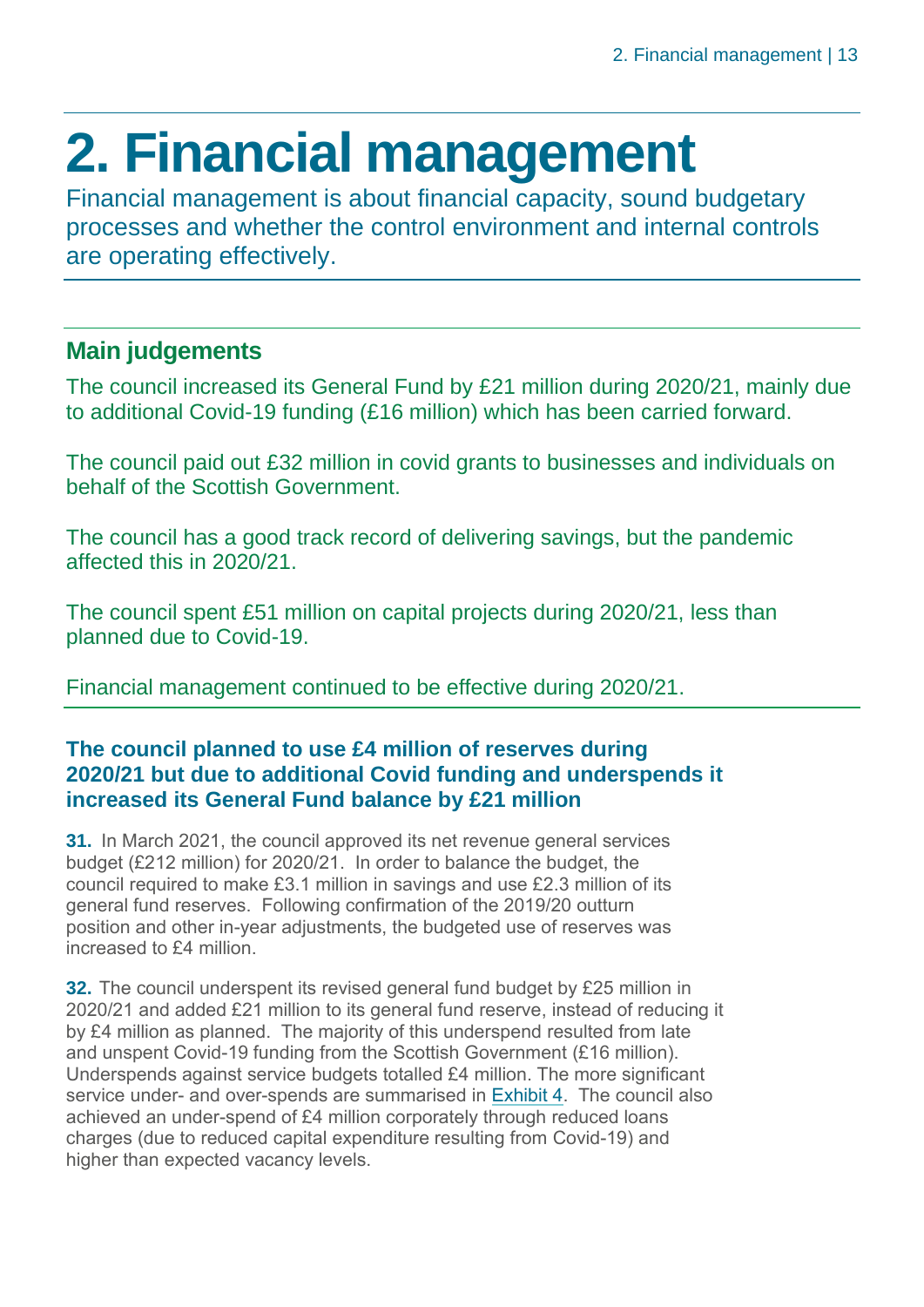# 2. Financial management

Financial management is about financial capacity, sound budgetary processes and whether the control environment and internal controls are operating effectively.

## Main judgements

The council increased its General Fund by £21 million during 2020/21, mainly due to additional Covid-19 funding (£16 million) which has been carried forward.

The council paid out £32 million in covid grants to businesses and individuals on behalf of the Scottish Government.

The council has a good track record of delivering savings, but the pandemic affected this in 2020/21.

The council spent £51 million on capital projects during 2020/21, less than planned due to Covid-19.

Financial management continued to be effective during 2020/21.

### The council planned to use £4 million of reserves during 2020/21 but due to additional Covid funding and underspends it increased its General Fund balance by £21 million

**31.** In March 2021, the council approved its net revenue general services budget (£212 million) for 2020/21. In order to balance the budget, the council required to make £3.1 million in savings and use £2.3 million of its general fund reserves. Following confirmation of the 2019/20 outturn position and other in-year adjustments, the budgeted use of reserves was increased to £4 million.

**32.** The council underspent its revised general fund budget by £25 million in 2020/21 and added £21 million to its general fund reserve, instead of reducing it by £4 million as planned. The majority of this underspend resulted from late and unspent Covid-19 funding from the Scottish Government (£16 million). Underspends against service budgets totalled £4 million. The more significant service under- and over-spends are summarised in Exhibit 4. The council also achieved an under-spend of £4 million corporately through reduced loans charges (due to reduced capital expenditure resulting from Covid-19) and higher than expected vacancy levels.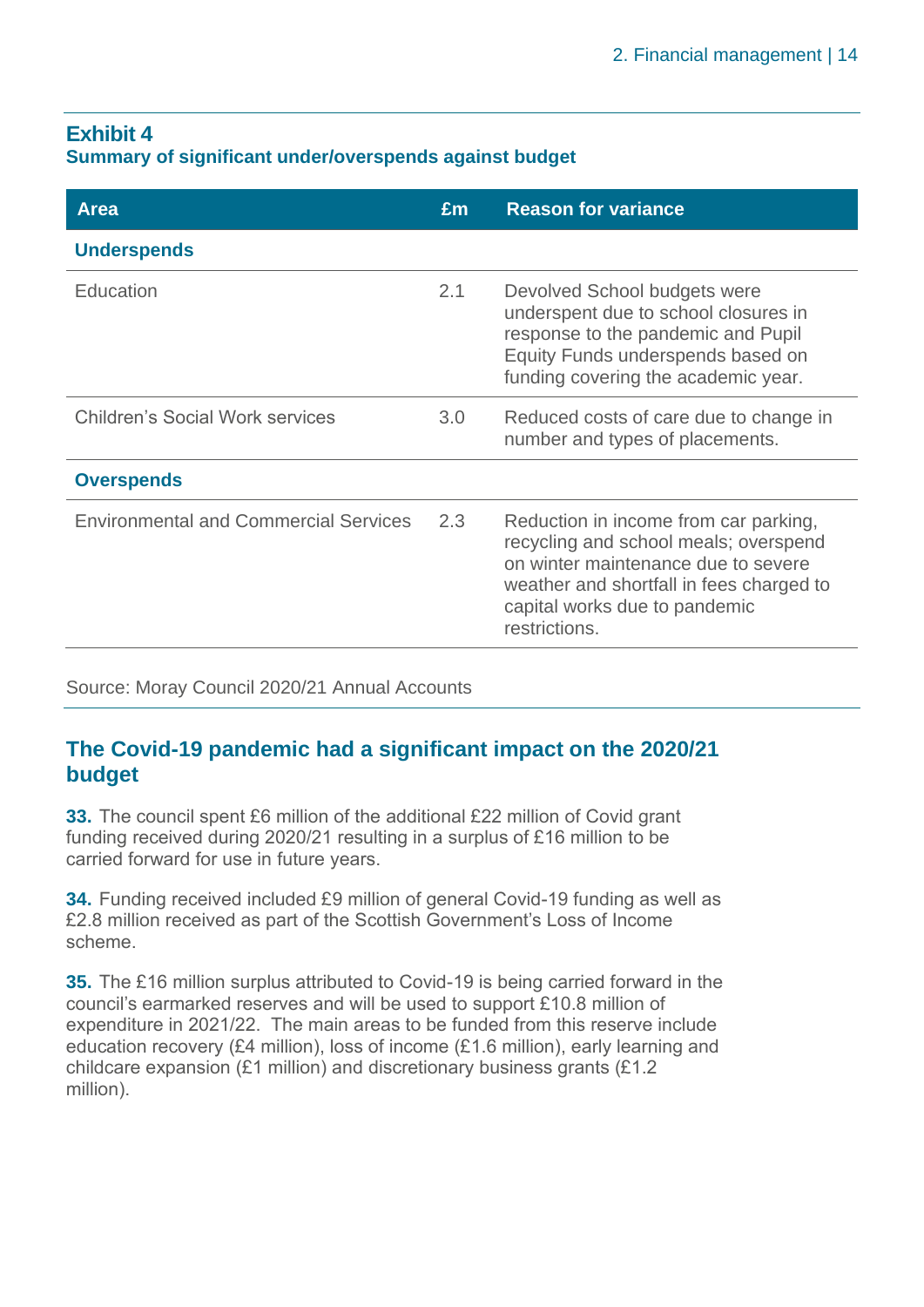**Exhibit 4**
**Summary of significant under/overspends against budget**

| Area | £m | Reason for variance |
|---|---|---|
| **Underspends** | | |
| Education | 2.1 | Devolved School budgets were underspent due to school closures in response to the pandemic and Pupil Equity Funds underspends based on funding covering the academic year. |
| Children's Social Work services | 3.0 | Reduced costs of care due to change in number and types of placements. |
| **Overspends** | | |
| Environmental and Commercial Services | 2.3 | Reduction in income from car parking, recycling and school meals; overspend on winter maintenance due to severe weather and shortfall in fees charged to capital works due to pandemic restrictions. |

Source: Moray Council 2020/21 Annual Accounts

## The Covid-19 pandemic had a significant impact on the 2020/21 budget

**33.** The council spent £6 million of the additional £22 million of Covid grant funding received during 2020/21 resulting in a surplus of £16 million to be carried forward for use in future years.

**34.** Funding received included £9 million of general Covid-19 funding as well as £2.8 million received as part of the Scottish Government's Loss of Income scheme.

**35.** The £16 million surplus attributed to Covid-19 is being carried forward in the council's earmarked reserves and will be used to support £10.8 million of expenditure in 2021/22. The main areas to be funded from this reserve include education recovery (£4 million), loss of income (£1.6 million), early learning and childcare expansion (£1 million) and discretionary business grants (£1.2 million).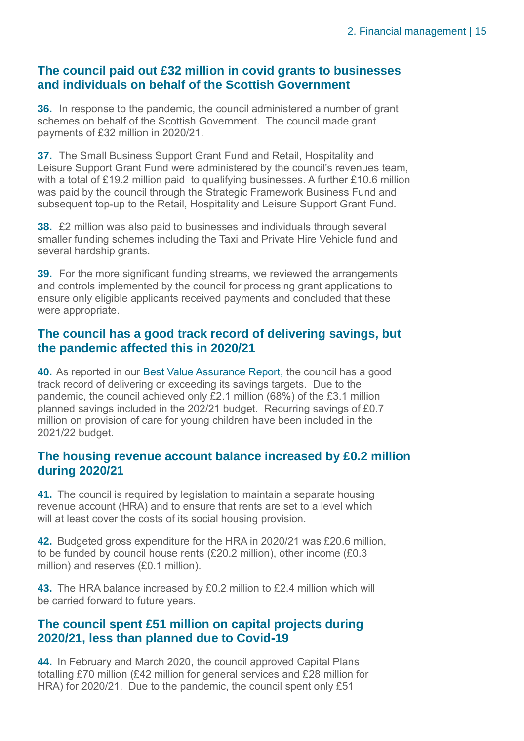## The council paid out £32 million in covid grants to businesses and individuals on behalf of the Scottish Government

**36.** In response to the pandemic, the council administered a number of grant schemes on behalf of the Scottish Government. The council made grant payments of £32 million in 2020/21.

**37.** The Small Business Support Grant Fund and Retail, Hospitality and Leisure Support Grant Fund were administered by the council's revenues team, with a total of £19.2 million paid to qualifying businesses. A further £10.6 million was paid by the council through the Strategic Framework Business Fund and subsequent top-up to the Retail, Hospitality and Leisure Support Grant Fund.

**38.** £2 million was also paid to businesses and individuals through several smaller funding schemes including the Taxi and Private Hire Vehicle fund and several hardship grants.

**39.** For the more significant funding streams, we reviewed the arrangements and controls implemented by the council for processing grant applications to ensure only eligible applicants received payments and concluded that these were appropriate.

## The council has a good track record of delivering savings, but the pandemic affected this in 2020/21

**40.** As reported in our Best Value Assurance Report, the council has a good track record of delivering or exceeding its savings targets. Due to the pandemic, the council achieved only £2.1 million (68%) of the £3.1 million planned savings included in the 202/21 budget. Recurring savings of £0.7 million on provision of care for young children have been included in the 2021/22 budget.

## The housing revenue account balance increased by £0.2 million during 2020/21

**41.** The council is required by legislation to maintain a separate housing revenue account (HRA) and to ensure that rents are set to a level which will at least cover the costs of its social housing provision.

**42.** Budgeted gross expenditure for the HRA in 2020/21 was £20.6 million, to be funded by council house rents (£20.2 million), other income (£0.3 million) and reserves (£0.1 million).

**43.** The HRA balance increased by £0.2 million to £2.4 million which will be carried forward to future years.

## The council spent £51 million on capital projects during 2020/21, less than planned due to Covid-19

**44.** In February and March 2020, the council approved Capital Plans totalling £70 million (£42 million for general services and £28 million for HRA) for 2020/21. Due to the pandemic, the council spent only £51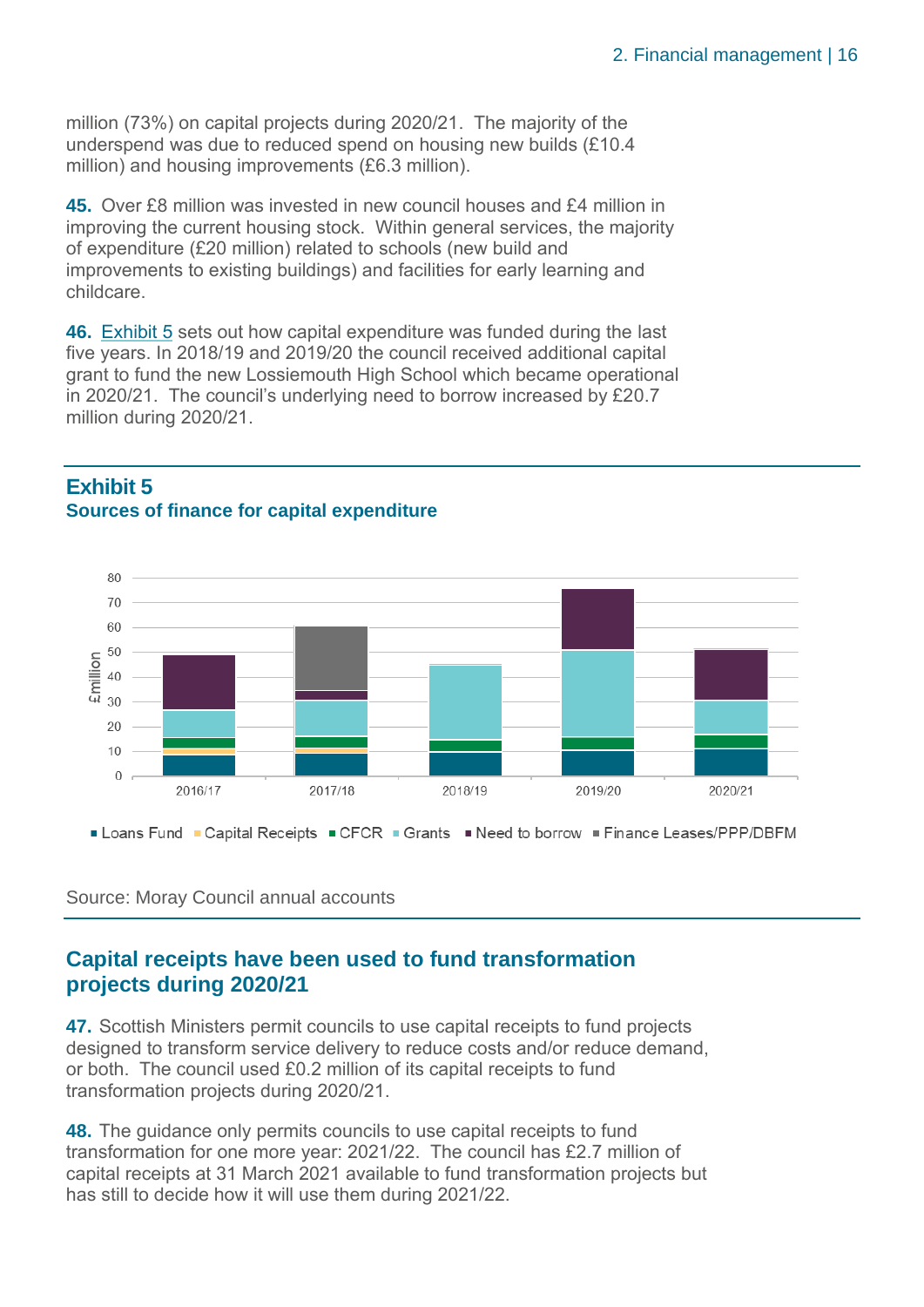million (73%) on capital projects during 2020/21. The majority of the underspend was due to reduced spend on housing new builds (£10.4 million) and housing improvements (£6.3 million).

**45.** Over £8 million was invested in new council houses and £4 million in improving the current housing stock. Within general services, the majority of expenditure (£20 million) related to schools (new build and improvements to existing buildings) and facilities for early learning and childcare.

**46.** Exhibit 5 sets out how capital expenditure was funded during the last five years. In 2018/19 and 2019/20 the council received additional capital grant to fund the new Lossiemouth High School which became operational in 2020/21. The council's underlying need to borrow increased by £20.7 million during 2020/21.

## Exhibit 5
### Sources of finance for capital expenditure

Source: Moray Council annual accounts

## Capital receipts have been used to fund transformation projects during 2020/21

**47.** Scottish Ministers permit councils to use capital receipts to fund projects designed to transform service delivery to reduce costs and/or reduce demand, or both. The council used £0.2 million of its capital receipts to fund transformation projects during 2020/21.

**48.** The guidance only permits councils to use capital receipts to fund transformation for one more year: 2021/22. The council has £2.7 million of capital receipts at 31 March 2021 available to fund transformation projects but has still to decide how it will use them during 2021/22.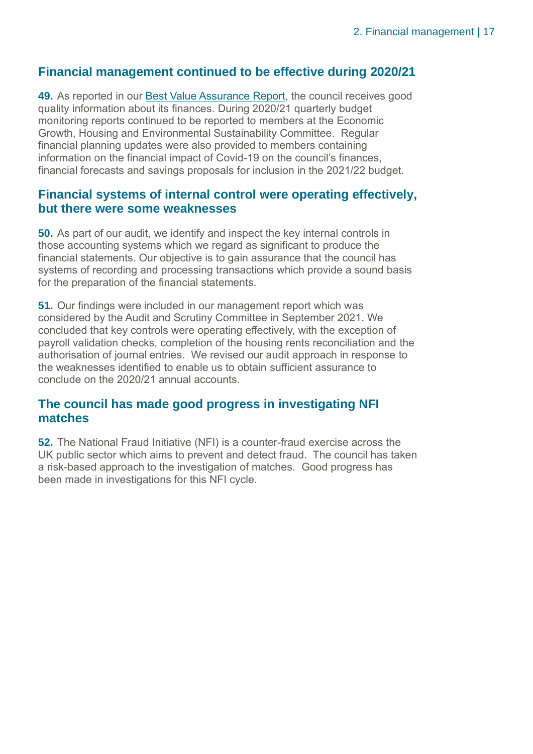## Financial management continued to be effective during 2020/21

**49.** As reported in our Best Value Assurance Report, the council receives good quality information about its finances. During 2020/21 quarterly budget monitoring reports continued to be reported to members at the Economic Growth, Housing and Environmental Sustainability Committee. Regular financial planning updates were also provided to members containing information on the financial impact of Covid-19 on the council's finances, financial forecasts and savings proposals for inclusion in the 2021/22 budget.

## Financial systems of internal control were operating effectively, but there were some weaknesses

**50.** As part of our audit, we identify and inspect the key internal controls in those accounting systems which we regard as significant to produce the financial statements. Our objective is to gain assurance that the council has systems of recording and processing transactions which provide a sound basis for the preparation of the financial statements.

**51.** Our findings were included in our management report which was considered by the Audit and Scrutiny Committee in September 2021. We concluded that key controls were operating effectively, with the exception of payroll validation checks, completion of the housing rents reconciliation and the authorisation of journal entries. We revised our audit approach in response to the weaknesses identified to enable us to obtain sufficient assurance to conclude on the 2020/21 annual accounts.

## The council has made good progress in investigating NFI matches

**52.** The National Fraud Initiative (NFI) is a counter-fraud exercise across the UK public sector which aims to prevent and detect fraud. The council has taken a risk-based approach to the investigation of matches. Good progress has been made in investigations for this NFI cycle.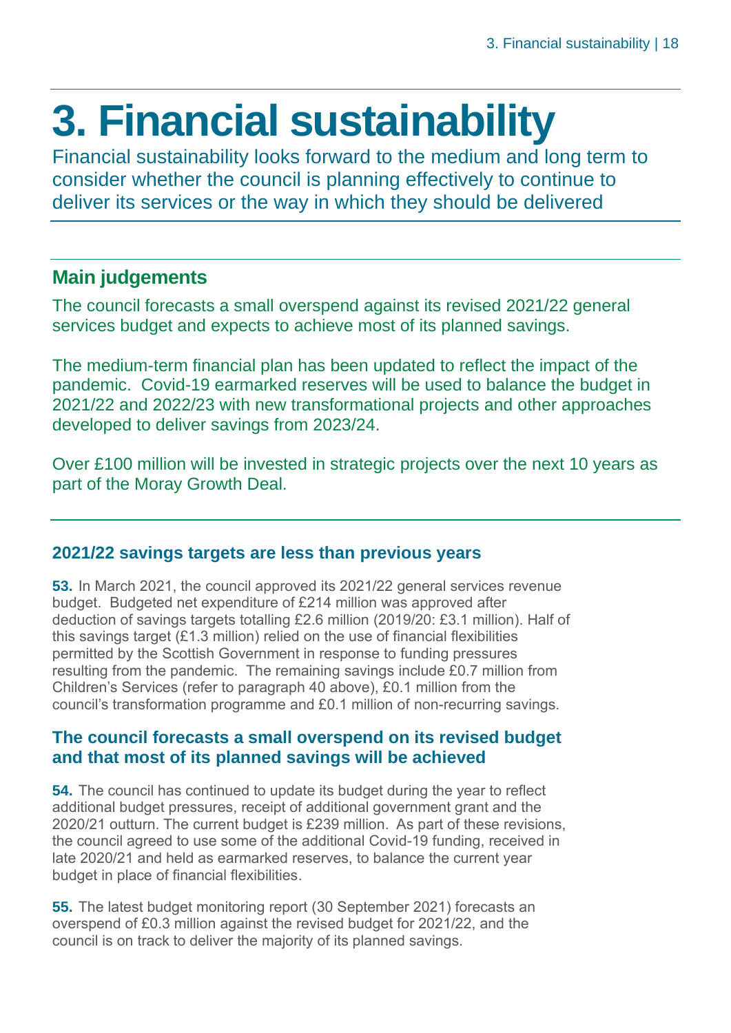# 3. Financial sustainability

Financial sustainability looks forward to the medium and long term to consider whether the council is planning effectively to continue to deliver its services or the way in which they should be delivered

## Main judgements

The council forecasts a small overspend against its revised 2021/22 general services budget and expects to achieve most of its planned savings.

The medium-term financial plan has been updated to reflect the impact of the pandemic. Covid-19 earmarked reserves will be used to balance the budget in 2021/22 and 2022/23 with new transformational projects and other approaches developed to deliver savings from 2023/24.

Over £100 million will be invested in strategic projects over the next 10 years as part of the Moray Growth Deal.

### 2021/22 savings targets are less than previous years

**53.** In March 2021, the council approved its 2021/22 general services revenue budget. Budgeted net expenditure of £214 million was approved after deduction of savings targets totalling £2.6 million (2019/20: £3.1 million). Half of this savings target (£1.3 million) relied on the use of financial flexibilities permitted by the Scottish Government in response to funding pressures resulting from the pandemic. The remaining savings include £0.7 million from Children's Services (refer to paragraph 40 above), £0.1 million from the council's transformation programme and £0.1 million of non-recurring savings.

### The council forecasts a small overspend on its revised budget and that most of its planned savings will be achieved

**54.** The council has continued to update its budget during the year to reflect additional budget pressures, receipt of additional government grant and the 2020/21 outturn. The current budget is £239 million. As part of these revisions, the council agreed to use some of the additional Covid-19 funding, received in late 2020/21 and held as earmarked reserves, to balance the current year budget in place of financial flexibilities.

**55.** The latest budget monitoring report (30 September 2021) forecasts an overspend of £0.3 million against the revised budget for 2021/22, and the council is on track to deliver the majority of its planned savings.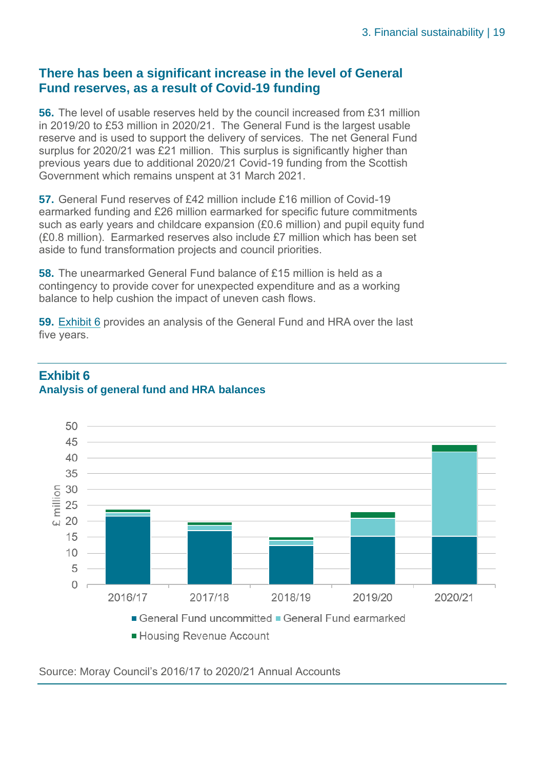## There has been a significant increase in the level of General Fund reserves, as a result of Covid-19 funding

**56.** The level of usable reserves held by the council increased from £31 million in 2019/20 to £53 million in 2020/21. The General Fund is the largest usable reserve and is used to support the delivery of services. The net General Fund surplus for 2020/21 was £21 million. This surplus is significantly higher than previous years due to additional 2020/21 Covid-19 funding from the Scottish Government which remains unspent at 31 March 2021.

**57.** General Fund reserves of £42 million include £16 million of Covid-19 earmarked funding and £26 million earmarked for specific future commitments such as early years and childcare expansion (£0.6 million) and pupil equity fund (£0.8 million). Earmarked reserves also include £7 million which has been set aside to fund transformation projects and council priorities.

**58.** The unearmarked General Fund balance of £15 million is held as a contingency to provide cover for unexpected expenditure and as a working balance to help cushion the impact of uneven cash flows.

**59.** Exhibit 6 provides an analysis of the General Fund and HRA over the last five years.

**Exhibit 6**
**Analysis of general fund and HRA balances**

Source: Moray Council's 2016/17 to 2020/21 Annual Accounts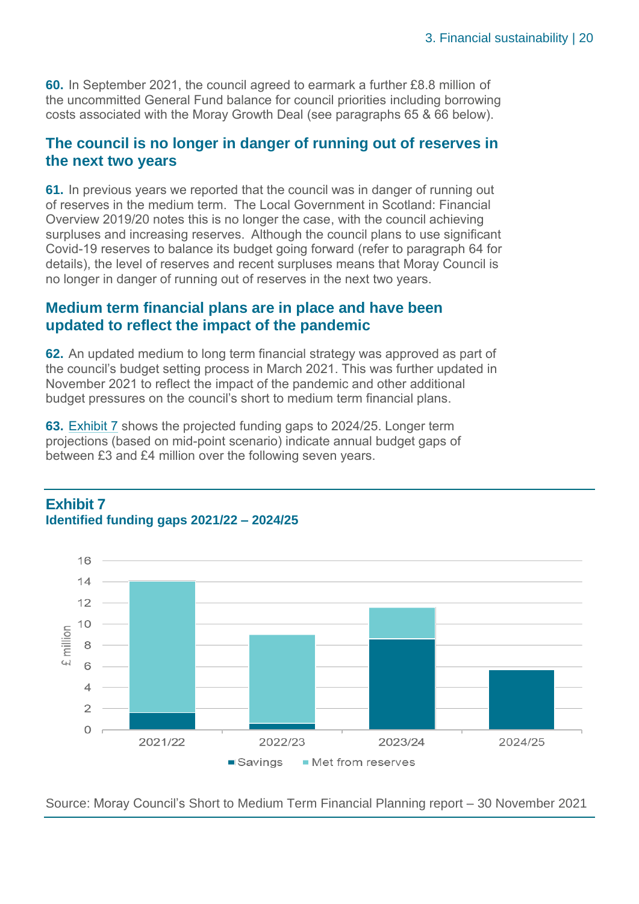**60.** In September 2021, the council agreed to earmark a further £8.8 million of the uncommitted General Fund balance for council priorities including borrowing costs associated with the Moray Growth Deal (see paragraphs 65 & 66 below).

## The council is no longer in danger of running out of reserves in the next two years

**61.** In previous years we reported that the council was in danger of running out of reserves in the medium term. The Local Government in Scotland: Financial Overview 2019/20 notes this is no longer the case, with the council achieving surpluses and increasing reserves. Although the council plans to use significant Covid-19 reserves to balance its budget going forward (refer to paragraph 64 for details), the level of reserves and recent surpluses means that Moray Council is no longer in danger of running out of reserves in the next two years.

## Medium term financial plans are in place and have been updated to reflect the impact of the pandemic

**62.** An updated medium to long term financial strategy was approved as part of the council's budget setting process in March 2021. This was further updated in November 2021 to reflect the impact of the pandemic and other additional budget pressures on the council's short to medium term financial plans.

**63.** Exhibit 7 shows the projected funding gaps to 2024/25. Longer term projections (based on mid-point scenario) indicate annual budget gaps of between £3 and £4 million over the following seven years.

**Exhibit 7**
**Identified funding gaps 2021/22 – 2024/25**

Source: Moray Council's Short to Medium Term Financial Planning report – 30 November 2021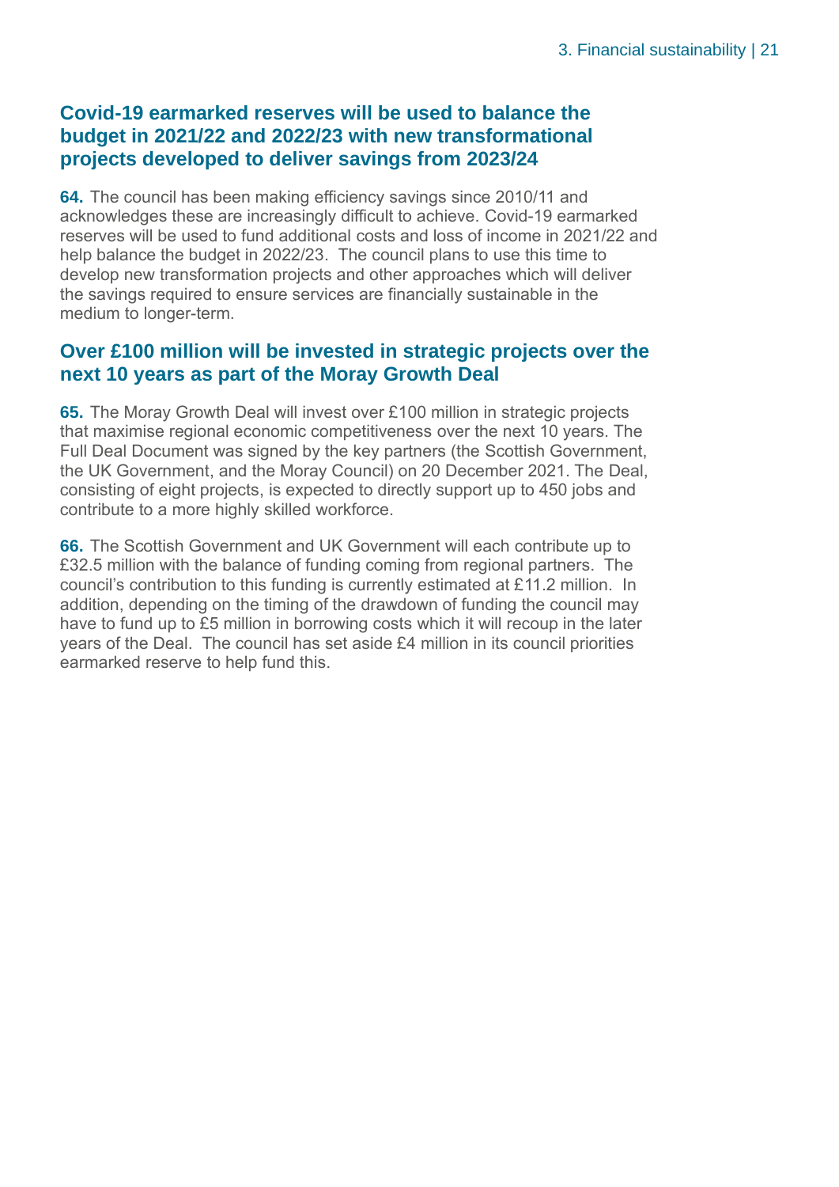## Covid-19 earmarked reserves will be used to balance the budget in 2021/22 and 2022/23 with new transformational projects developed to deliver savings from 2023/24

**64.** The council has been making efficiency savings since 2010/11 and acknowledges these are increasingly difficult to achieve. Covid-19 earmarked reserves will be used to fund additional costs and loss of income in 2021/22 and help balance the budget in 2022/23. The council plans to use this time to develop new transformation projects and other approaches which will deliver the savings required to ensure services are financially sustainable in the medium to longer-term.

## Over £100 million will be invested in strategic projects over the next 10 years as part of the Moray Growth Deal

**65.** The Moray Growth Deal will invest over £100 million in strategic projects that maximise regional economic competitiveness over the next 10 years. The Full Deal Document was signed by the key partners (the Scottish Government, the UK Government, and the Moray Council) on 20 December 2021. The Deal, consisting of eight projects, is expected to directly support up to 450 jobs and contribute to a more highly skilled workforce.

**66.** The Scottish Government and UK Government will each contribute up to £32.5 million with the balance of funding coming from regional partners. The council's contribution to this funding is currently estimated at £11.2 million. In addition, depending on the timing of the drawdown of funding the council may have to fund up to £5 million in borrowing costs which it will recoup in the later years of the Deal. The council has set aside £4 million in its council priorities earmarked reserve to help fund this.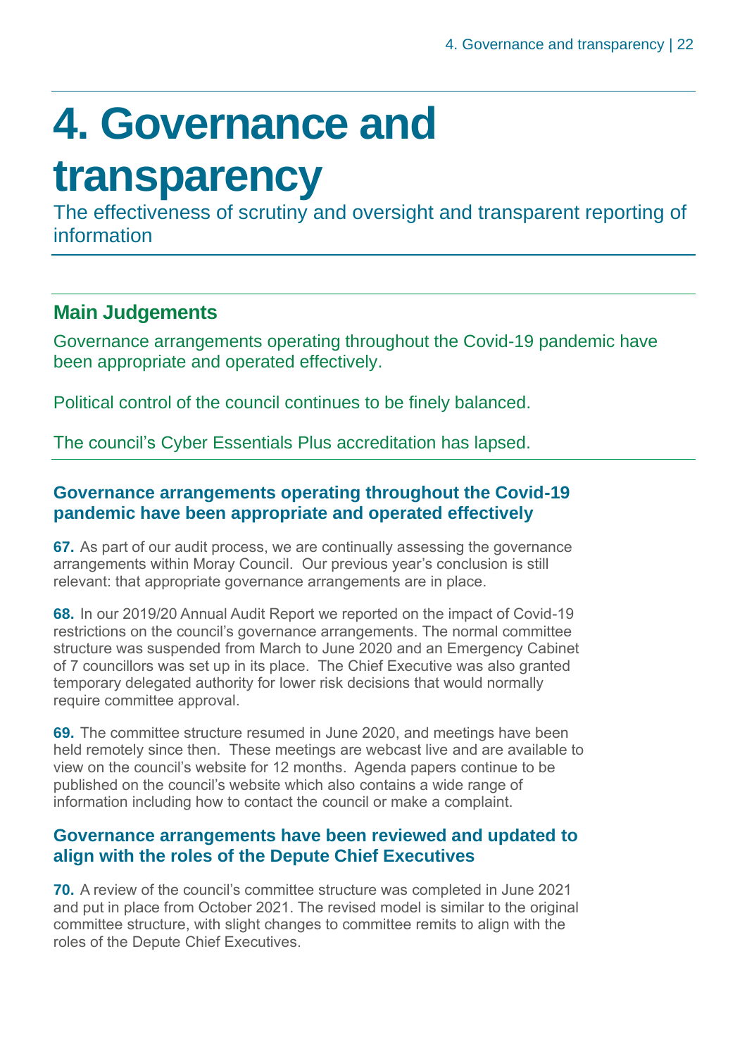# 4. Governance and transparency

The effectiveness of scrutiny and oversight and transparent reporting of information

## Main Judgements

Governance arrangements operating throughout the Covid-19 pandemic have been appropriate and operated effectively.

Political control of the council continues to be finely balanced.

The council's Cyber Essentials Plus accreditation has lapsed.

### Governance arrangements operating throughout the Covid-19 pandemic have been appropriate and operated effectively

**67.** As part of our audit process, we are continually assessing the governance arrangements within Moray Council. Our previous year's conclusion is still relevant: that appropriate governance arrangements are in place.

**68.** In our 2019/20 Annual Audit Report we reported on the impact of Covid-19 restrictions on the council's governance arrangements. The normal committee structure was suspended from March to June 2020 and an Emergency Cabinet of 7 councillors was set up in its place. The Chief Executive was also granted temporary delegated authority for lower risk decisions that would normally require committee approval.

**69.** The committee structure resumed in June 2020, and meetings have been held remotely since then. These meetings are webcast live and are available to view on the council's website for 12 months. Agenda papers continue to be published on the council's website which also contains a wide range of information including how to contact the council or make a complaint.

### Governance arrangements have been reviewed and updated to align with the roles of the Depute Chief Executives

**70.** A review of the council's committee structure was completed in June 2021 and put in place from October 2021. The revised model is similar to the original committee structure, with slight changes to committee remits to align with the roles of the Depute Chief Executives.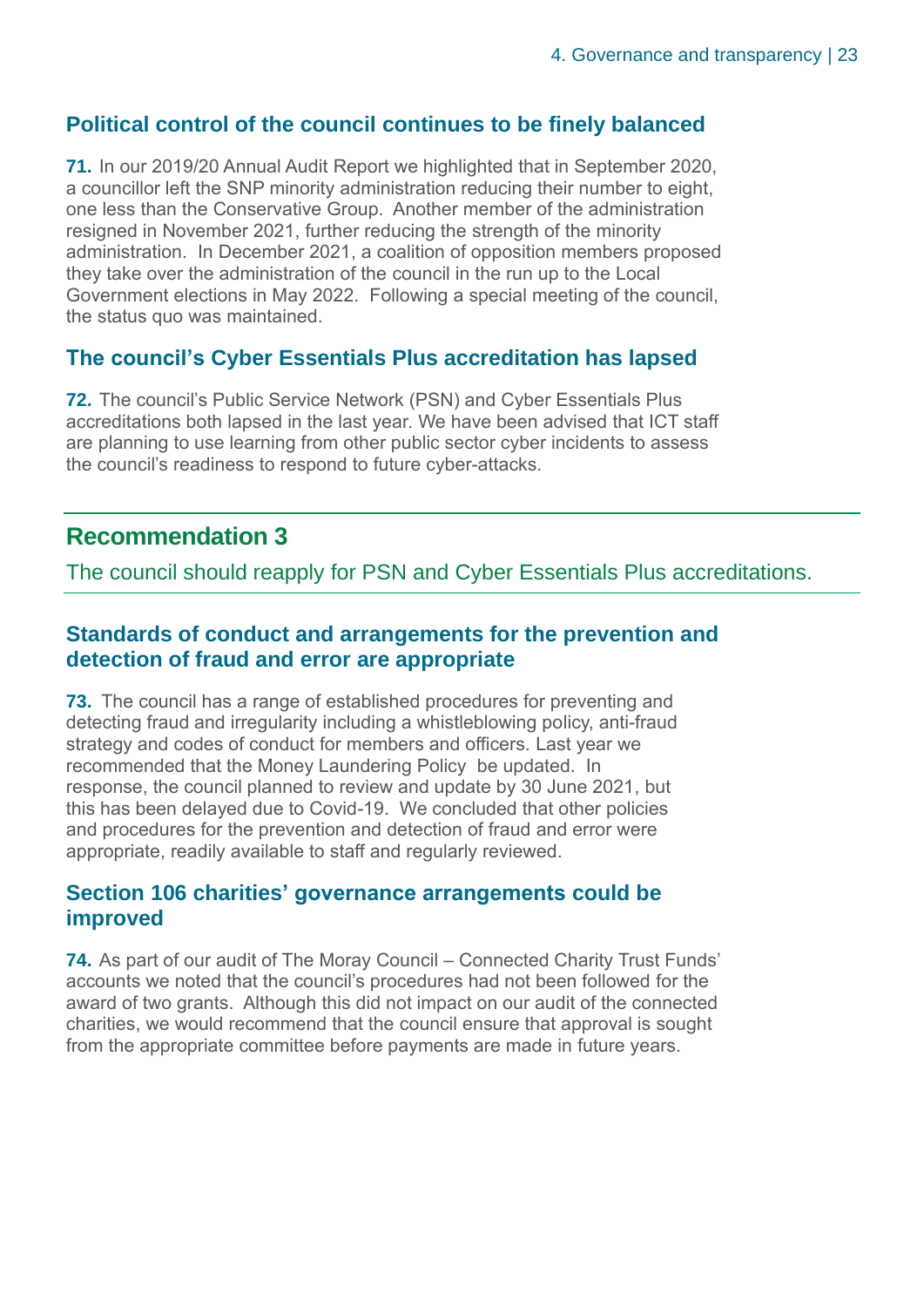## Political control of the council continues to be finely balanced

**71.** In our 2019/20 Annual Audit Report we highlighted that in September 2020, a councillor left the SNP minority administration reducing their number to eight, one less than the Conservative Group. Another member of the administration resigned in November 2021, further reducing the strength of the minority administration. In December 2021, a coalition of opposition members proposed they take over the administration of the council in the run up to the Local Government elections in May 2022. Following a special meeting of the council, the status quo was maintained.

## The council's Cyber Essentials Plus accreditation has lapsed

**72.** The council's Public Service Network (PSN) and Cyber Essentials Plus accreditations both lapsed in the last year. We have been advised that ICT staff are planning to use learning from other public sector cyber incidents to assess the council's readiness to respond to future cyber-attacks.

---

## Recommendation 3

The council should reapply for PSN and Cyber Essentials Plus accreditations.

---

## Standards of conduct and arrangements for the prevention and detection of fraud and error are appropriate

**73.** The council has a range of established procedures for preventing and detecting fraud and irregularity including a whistleblowing policy, anti-fraud strategy and codes of conduct for members and officers. Last year we recommended that the Money Laundering Policy be updated. In response, the council planned to review and update by 30 June 2021, but this has been delayed due to Covid-19. We concluded that other policies and procedures for the prevention and detection of fraud and error were appropriate, readily available to staff and regularly reviewed.

## Section 106 charities' governance arrangements could be improved

**74.** As part of our audit of The Moray Council – Connected Charity Trust Funds' accounts we noted that the council's procedures had not been followed for the award of two grants. Although this did not impact on our audit of the connected charities, we would recommend that the council ensure that approval is sought from the appropriate committee before payments are made in future years.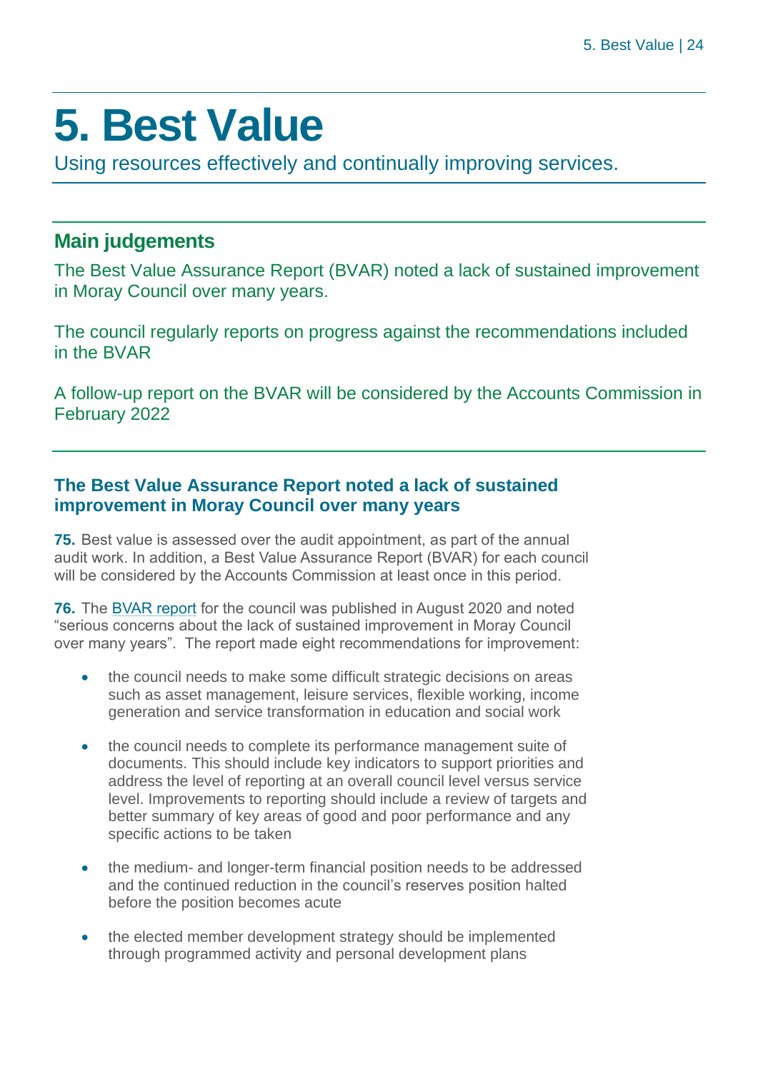# 5. Best Value

Using resources effectively and continually improving services.

## Main judgements

The Best Value Assurance Report (BVAR) noted a lack of sustained improvement in Moray Council over many years.

The council regularly reports on progress against the recommendations included in the BVAR

A follow-up report on the BVAR will be considered by the Accounts Commission in February 2022

### The Best Value Assurance Report noted a lack of sustained improvement in Moray Council over many years

**75.** Best value is assessed over the audit appointment, as part of the annual audit work. In addition, a Best Value Assurance Report (BVAR) for each council will be considered by the Accounts Commission at least once in this period.

**76.** The BVAR report for the council was published in August 2020 and noted "serious concerns about the lack of sustained improvement in Moray Council over many years". The report made eight recommendations for improvement:

- the council needs to make some difficult strategic decisions on areas such as asset management, leisure services, flexible working, income generation and service transformation in education and social work
- the council needs to complete its performance management suite of documents. This should include key indicators to support priorities and address the level of reporting at an overall council level versus service level. Improvements to reporting should include a review of targets and better summary of key areas of good and poor performance and any specific actions to be taken
- the medium- and longer-term financial position needs to be addressed and the continued reduction in the council's reserves position halted before the position becomes acute
- the elected member development strategy should be implemented through programmed activity and personal development plans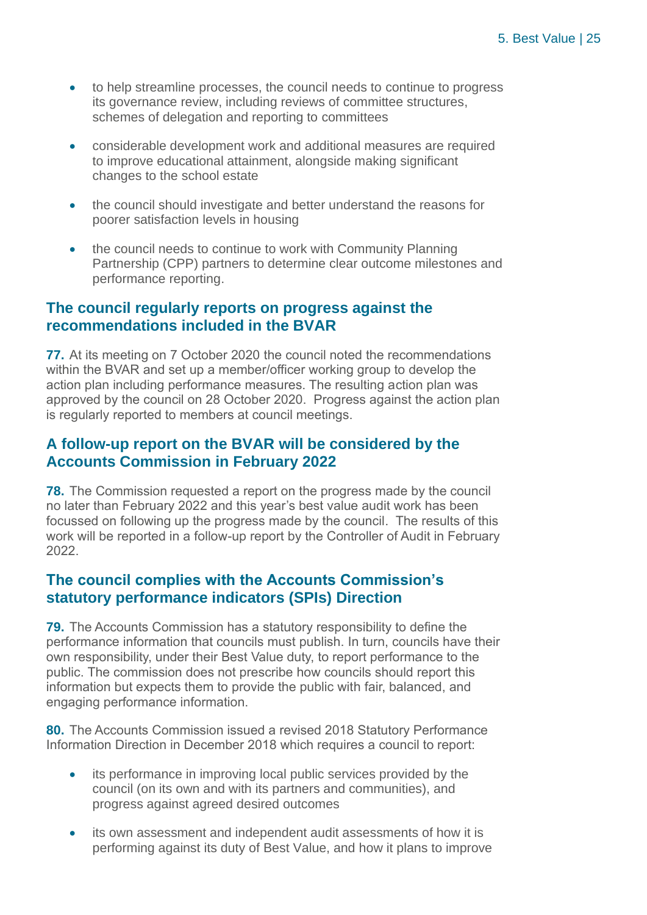- to help streamline processes, the council needs to continue to progress its governance review, including reviews of committee structures, schemes of delegation and reporting to committees
- considerable development work and additional measures are required to improve educational attainment, alongside making significant changes to the school estate
- the council should investigate and better understand the reasons for poorer satisfaction levels in housing
- the council needs to continue to work with Community Planning Partnership (CPP) partners to determine clear outcome milestones and performance reporting.

## The council regularly reports on progress against the recommendations included in the BVAR

**77.** At its meeting on 7 October 2020 the council noted the recommendations within the BVAR and set up a member/officer working group to develop the action plan including performance measures. The resulting action plan was approved by the council on 28 October 2020. Progress against the action plan is regularly reported to members at council meetings.

## A follow-up report on the BVAR will be considered by the Accounts Commission in February 2022

**78.** The Commission requested a report on the progress made by the council no later than February 2022 and this year's best value audit work has been focussed on following up the progress made by the council. The results of this work will be reported in a follow-up report by the Controller of Audit in February 2022.

## The council complies with the Accounts Commission's statutory performance indicators (SPIs) Direction

**79.** The Accounts Commission has a statutory responsibility to define the performance information that councils must publish. In turn, councils have their own responsibility, under their Best Value duty, to report performance to the public. The commission does not prescribe how councils should report this information but expects them to provide the public with fair, balanced, and engaging performance information.

**80.** The Accounts Commission issued a revised 2018 Statutory Performance Information Direction in December 2018 which requires a council to report:

- its performance in improving local public services provided by the council (on its own and with its partners and communities), and progress against agreed desired outcomes
- its own assessment and independent audit assessments of how it is performing against its duty of Best Value, and how it plans to improve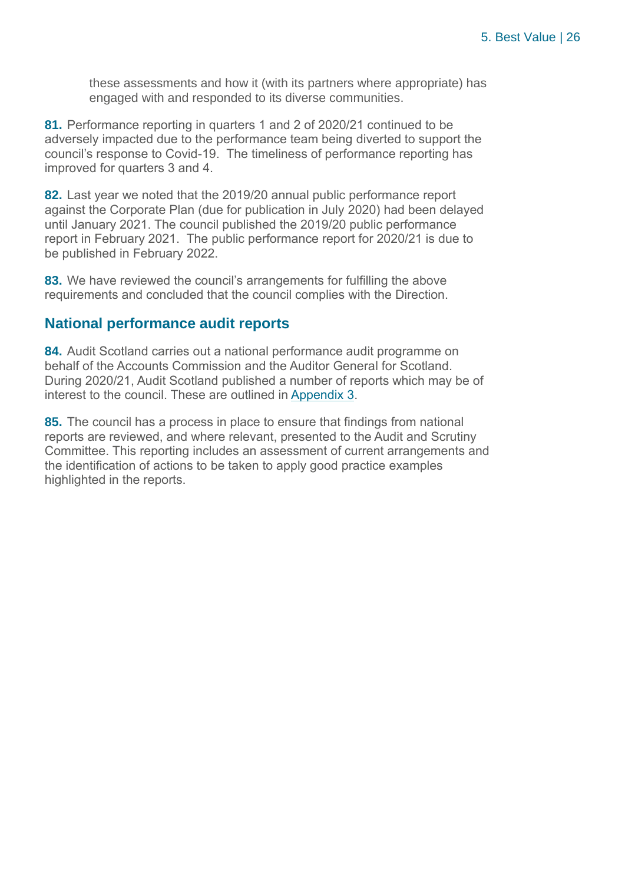these assessments and how it (with its partners where appropriate) has engaged with and responded to its diverse communities.

**81.** Performance reporting in quarters 1 and 2 of 2020/21 continued to be adversely impacted due to the performance team being diverted to support the council's response to Covid-19. The timeliness of performance reporting has improved for quarters 3 and 4.

**82.** Last year we noted that the 2019/20 annual public performance report against the Corporate Plan (due for publication in July 2020) had been delayed until January 2021. The council published the 2019/20 public performance report in February 2021. The public performance report for 2020/21 is due to be published in February 2022.

**83.** We have reviewed the council's arrangements for fulfilling the above requirements and concluded that the council complies with the Direction.

## National performance audit reports

**84.** Audit Scotland carries out a national performance audit programme on behalf of the Accounts Commission and the Auditor General for Scotland. During 2020/21, Audit Scotland published a number of reports which may be of interest to the council. These are outlined in Appendix 3.

**85.** The council has a process in place to ensure that findings from national reports are reviewed, and where relevant, presented to the Audit and Scrutiny Committee. This reporting includes an assessment of current arrangements and the identification of actions to be taken to apply good practice examples highlighted in the reports.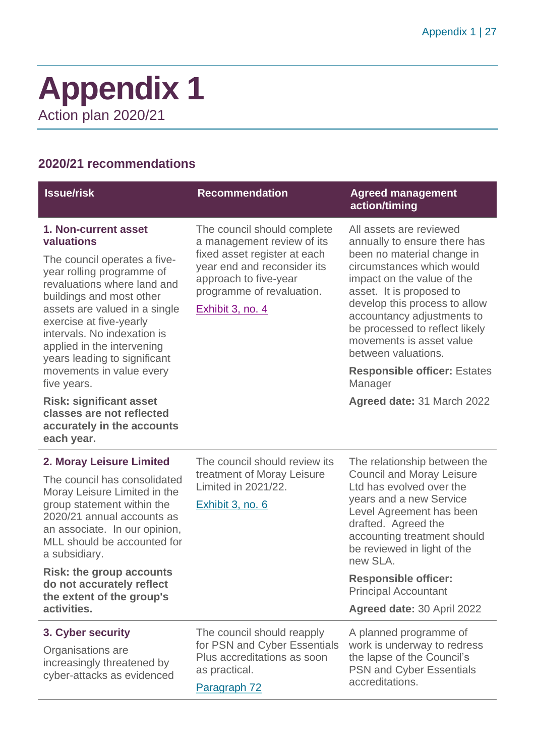# Appendix 1

Action plan 2020/21

## 2020/21 recommendations

| Issue/risk | Recommendation | Agreed management action/timing |
|---|---|---|
| **1. Non-current asset valuations**<br><br>The council operates a five-year rolling programme of revaluations where land and buildings and most other assets are valued in a single exercise at five-yearly intervals. No indexation is applied in the intervening years leading to significant movements in value every five years.<br><br>**Risk: significant asset classes are not reflected accurately in the accounts each year.** | The council should complete a management review of its fixed asset register at each year end and reconsider its approach to five-year programme of revaluation.<br><br>Exhibit 3, no. 4 | All assets are reviewed annually to ensure there has been no material change in circumstances which would impact on the value of the asset. It is proposed to develop this process to allow accountancy adjustments to be processed to reflect likely movements is asset value between valuations.<br><br>**Responsible officer:** Estates Manager<br><br>**Agreed date:** 31 March 2022 |
| **2. Moray Leisure Limited**<br><br>The council has consolidated Moray Leisure Limited in the group statement within the 2020/21 annual accounts as an associate. In our opinion, MLL should be accounted for a subsidiary.<br><br>**Risk: the group accounts do not accurately reflect the extent of the group's activities.** | The council should review its treatment of Moray Leisure Limited in 2021/22.<br><br>Exhibit 3, no. 6 | The relationship between the Council and Moray Leisure Ltd has evolved over the years and a new Service Level Agreement has been drafted. Agreed the accounting treatment should be reviewed in light of the new SLA.<br><br>**Responsible officer:** Principal Accountant<br><br>**Agreed date:** 30 April 2022 |
| **3. Cyber security**<br><br>Organisations are increasingly threatened by cyber-attacks as evidenced | The council should reapply for PSN and Cyber Essentials Plus accreditations as soon as practical.<br><br>Paragraph 72 | A planned programme of work is underway to redress the lapse of the Council's PSN and Cyber Essentials accreditations. |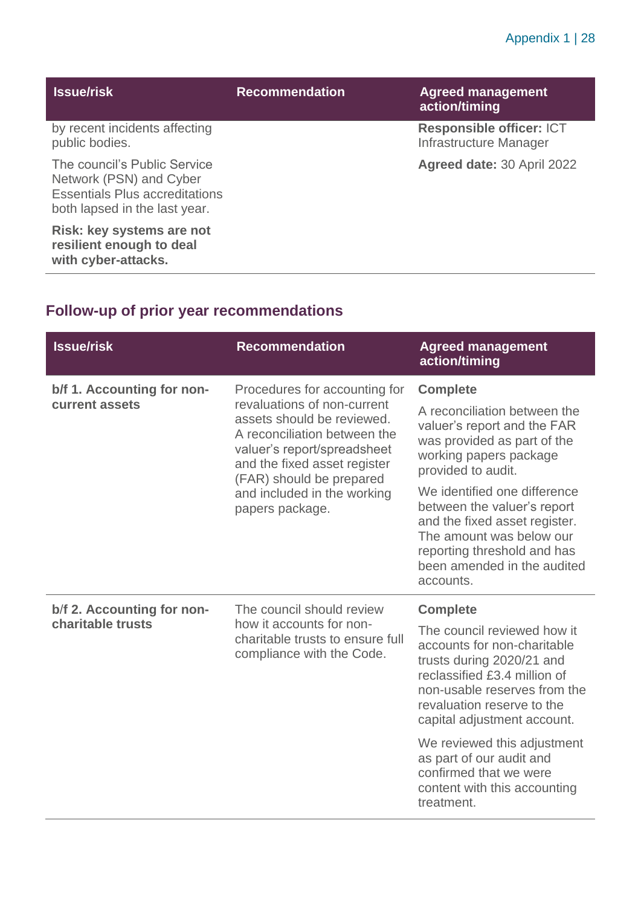| Issue/risk | Recommendation | Agreed management action/timing |
|---|---|---|
| by recent incidents affecting public bodies.<br><br>The council's Public Service Network (PSN) and Cyber Essentials Plus accreditations both lapsed in the last year.<br><br>**Risk: key systems are not resilient enough to deal with cyber-attacks.** | | **Responsible officer:** ICT Infrastructure Manager<br><br>**Agreed date:** 30 April 2022 |

## Follow-up of prior year recommendations

| Issue/risk | Recommendation | Agreed management action/timing |
|---|---|---|
| **b/f 1. Accounting for non-current assets** | Procedures for accounting for revaluations of non-current assets should be reviewed. A reconciliation between the valuer's report/spreadsheet and the fixed asset register (FAR) should be prepared and included in the working papers package. | **Complete**<br><br>A reconciliation between the valuer's report and the FAR was provided as part of the working papers package provided to audit.<br><br>We identified one difference between the valuer's report and the fixed asset register. The amount was below our reporting threshold and has been amended in the audited accounts. |
| **b/f 2. Accounting for non-charitable trusts** | The council should review how it accounts for non-charitable trusts to ensure full compliance with the Code. | **Complete**<br><br>The council reviewed how it accounts for non-charitable trusts during 2020/21 and reclassified £3.4 million of non-usable reserves from the revaluation reserve to the capital adjustment account.<br><br>We reviewed this adjustment as part of our audit and confirmed that we were content with this accounting treatment. |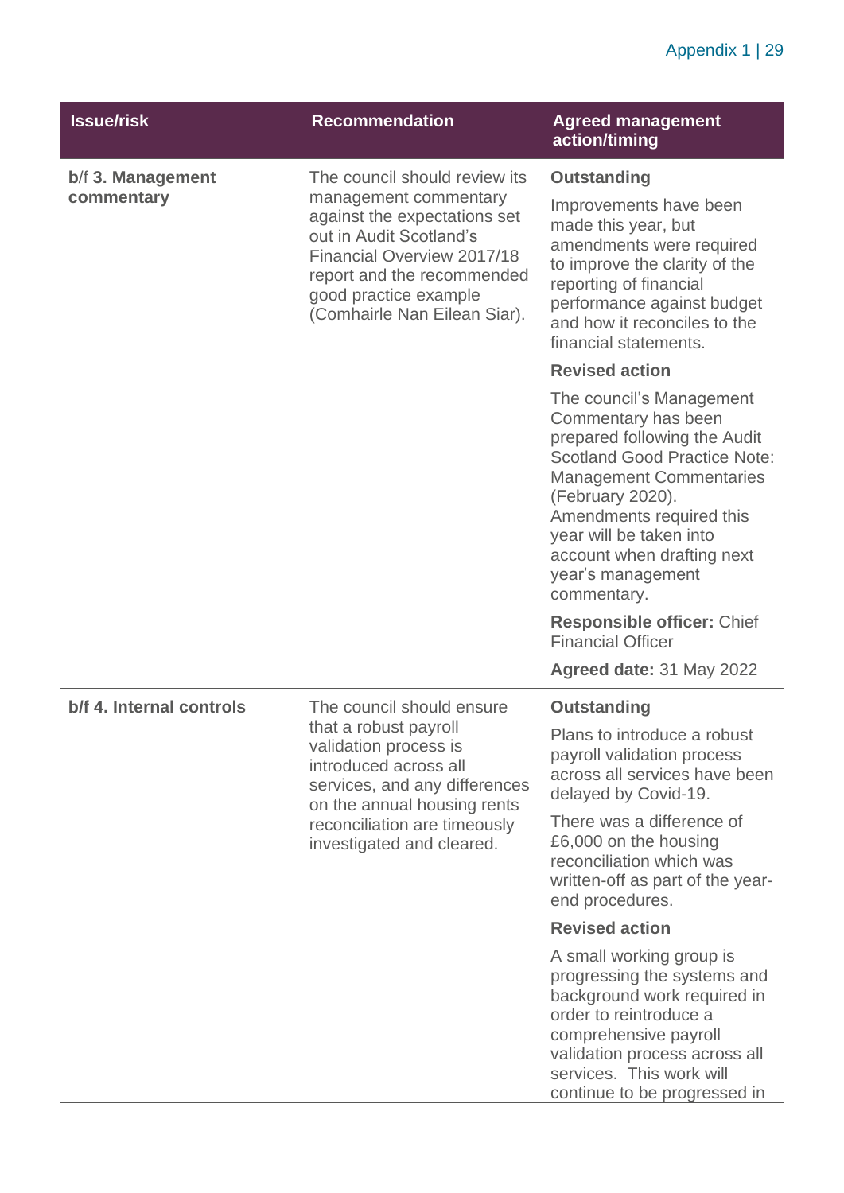| Issue/risk | Recommendation | Agreed management action/timing |
| --- | --- | --- |
| **b/f 3. Management commentary** | The council should review its management commentary against the expectations set out in Audit Scotland's Financial Overview 2017/18 report and the recommended good practice example (Comhairle Nan Eilean Siar). | **Outstanding**<br><br>Improvements have been made this year, but amendments were required to improve the clarity of the reporting of financial performance against budget and how it reconciles to the financial statements.<br><br>**Revised action**<br><br>The council's Management Commentary has been prepared following the Audit Scotland Good Practice Note: Management Commentaries (February 2020). Amendments required this year will be taken into account when drafting next year's management commentary.<br><br>**Responsible officer:** Chief Financial Officer<br><br>**Agreed date:** 31 May 2022 |
| **b/f 4. Internal controls** | The council should ensure that a robust payroll validation process is introduced across all services, and any differences on the annual housing rents reconciliation are timeously investigated and cleared. | **Outstanding**<br><br>Plans to introduce a robust payroll validation process across all services have been delayed by Covid-19.<br><br>There was a difference of £6,000 on the housing reconciliation which was written-off as part of the year-end procedures.<br><br>**Revised action**<br><br>A small working group is progressing the systems and background work required in order to reintroduce a comprehensive payroll validation process across all services. This work will continue to be progressed in |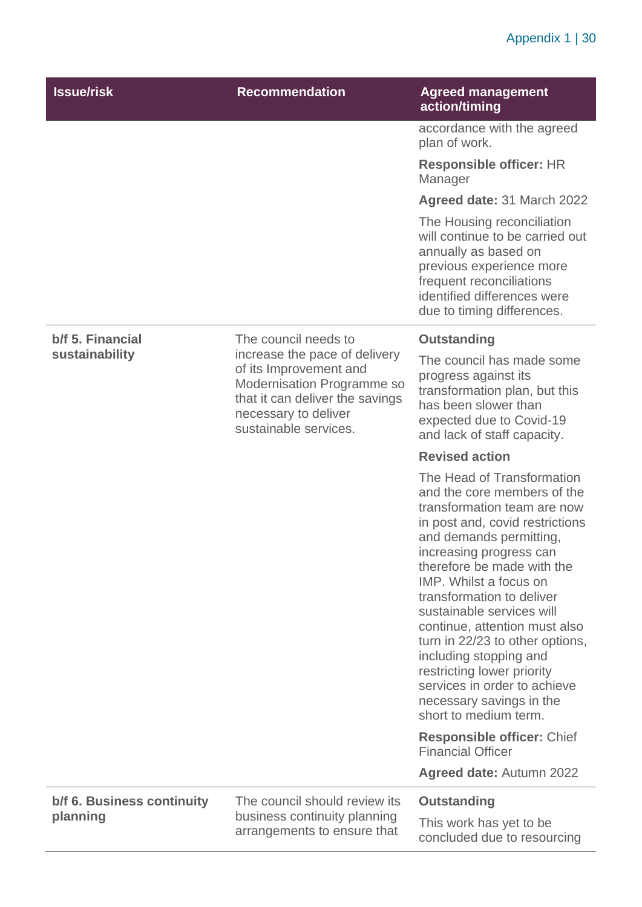| Issue/risk | Recommendation | Agreed management action/timing |
|---|---|---|
| | | accordance with the agreed plan of work.<br><br>**Responsible officer:** HR Manager<br><br>**Agreed date:** 31 March 2022<br><br>The Housing reconciliation will continue to be carried out annually as based on previous experience more frequent reconciliations identified differences were due to timing differences. |
| **b/f 5. Financial sustainability** | The council needs to increase the pace of delivery of its Improvement and Modernisation Programme so that it can deliver the savings necessary to deliver sustainable services. | **Outstanding**<br><br>The council has made some progress against its transformation plan, but this has been slower than expected due to Covid-19 and lack of staff capacity.<br><br>**Revised action**<br><br>The Head of Transformation and the core members of the transformation team are now in post and, covid restrictions and demands permitting, increasing progress can therefore be made with the IMP. Whilst a focus on transformation to deliver sustainable services will continue, attention must also turn in 22/23 to other options, including stopping and restricting lower priority services in order to achieve necessary savings in the short to medium term.<br><br>**Responsible officer:** Chief Financial Officer<br><br>**Agreed date:** Autumn 2022 |
| **b/f 6. Business continuity planning** | The council should review its business continuity planning arrangements to ensure that | **Outstanding**<br><br>This work has yet to be concluded due to resourcing |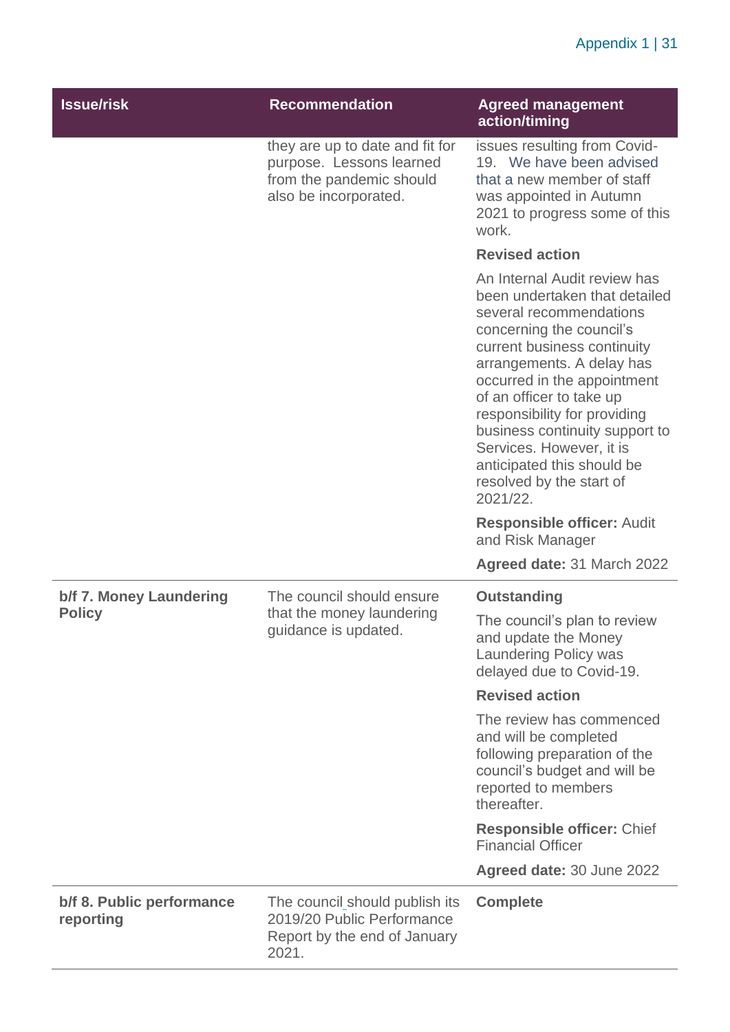| Issue/risk | Recommendation | Agreed management action/timing |
| --- | --- | --- |
| | they are up to date and fit for purpose. Lessons learned from the pandemic should also be incorporated. | issues resulting from Covid-19. We have been advised that a new member of staff was appointed in Autumn 2021 to progress some of this work.<br><br>**Revised action**<br><br>An Internal Audit review has been undertaken that detailed several recommendations concerning the council's current business continuity arrangements. A delay has occurred in the appointment of an officer to take up responsibility for providing business continuity support to Services. However, it is anticipated this should be resolved by the start of 2021/22.<br><br>**Responsible officer:** Audit and Risk Manager<br><br>**Agreed date:** 31 March 2022 |
| **b/f 7. Money Laundering Policy** | The council should ensure that the money laundering guidance is updated. | **Outstanding**<br><br>The council's plan to review and update the Money Laundering Policy was delayed due to Covid-19.<br><br>**Revised action**<br><br>The review has commenced and will be completed following preparation of the council's budget and will be reported to members thereafter.<br><br>**Responsible officer:** Chief Financial Officer<br><br>**Agreed date:** 30 June 2022 |
| **b/f 8. Public performance reporting** | The council should publish its 2019/20 Public Performance Report by the end of January 2021. | **Complete** |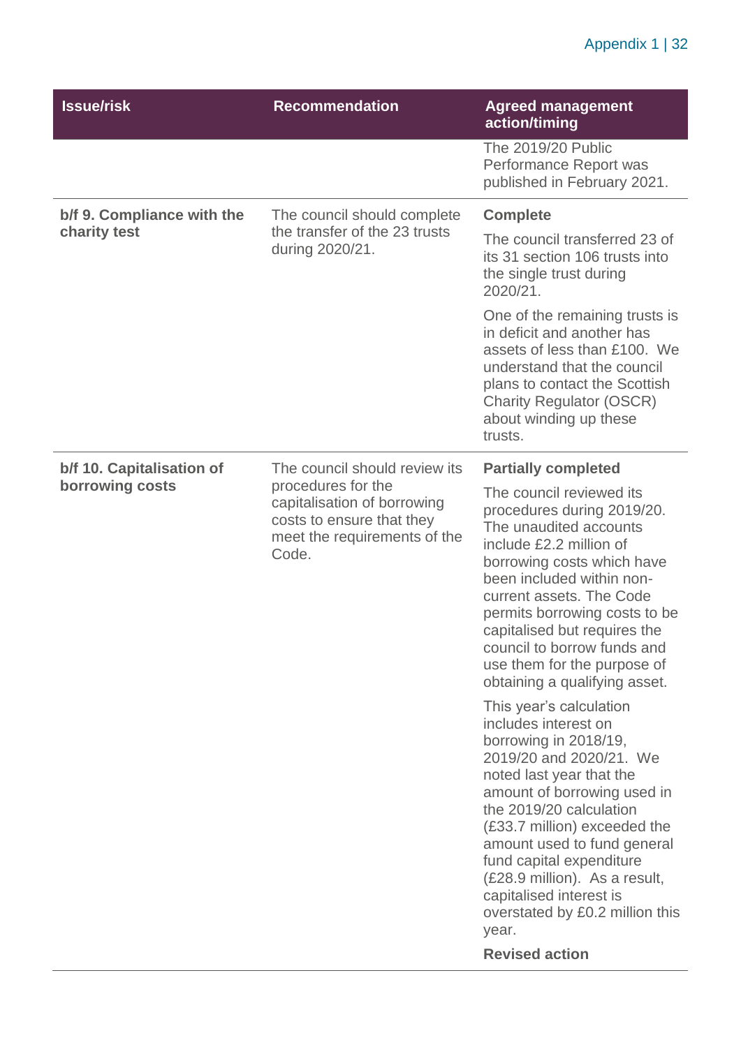| Issue/risk | Recommendation | Agreed management action/timing |
|---|---|---|
| | | The 2019/20 Public Performance Report was published in February 2021. |
| **b/f 9. Compliance with the charity test** | The council should complete the transfer of the 23 trusts during 2020/21. | **Complete**<br><br>The council transferred 23 of its 31 section 106 trusts into the single trust during 2020/21.<br><br>One of the remaining trusts is in deficit and another has assets of less than £100. We understand that the council plans to contact the Scottish Charity Regulator (OSCR) about winding up these trusts. |
| **b/f 10. Capitalisation of borrowing costs** | The council should review its procedures for the capitalisation of borrowing costs to ensure that they meet the requirements of the Code. | **Partially completed**<br><br>The council reviewed its procedures during 2019/20. The unaudited accounts include £2.2 million of borrowing costs which have been included within non-current assets. The Code permits borrowing costs to be capitalised but requires the council to borrow funds and use them for the purpose of obtaining a qualifying asset.<br><br>This year's calculation includes interest on borrowing in 2018/19, 2019/20 and 2020/21. We noted last year that the amount of borrowing used in the 2019/20 calculation (£33.7 million) exceeded the amount used to fund general fund capital expenditure (£28.9 million). As a result, capitalised interest is overstated by £0.2 million this year.<br><br>**Revised action** |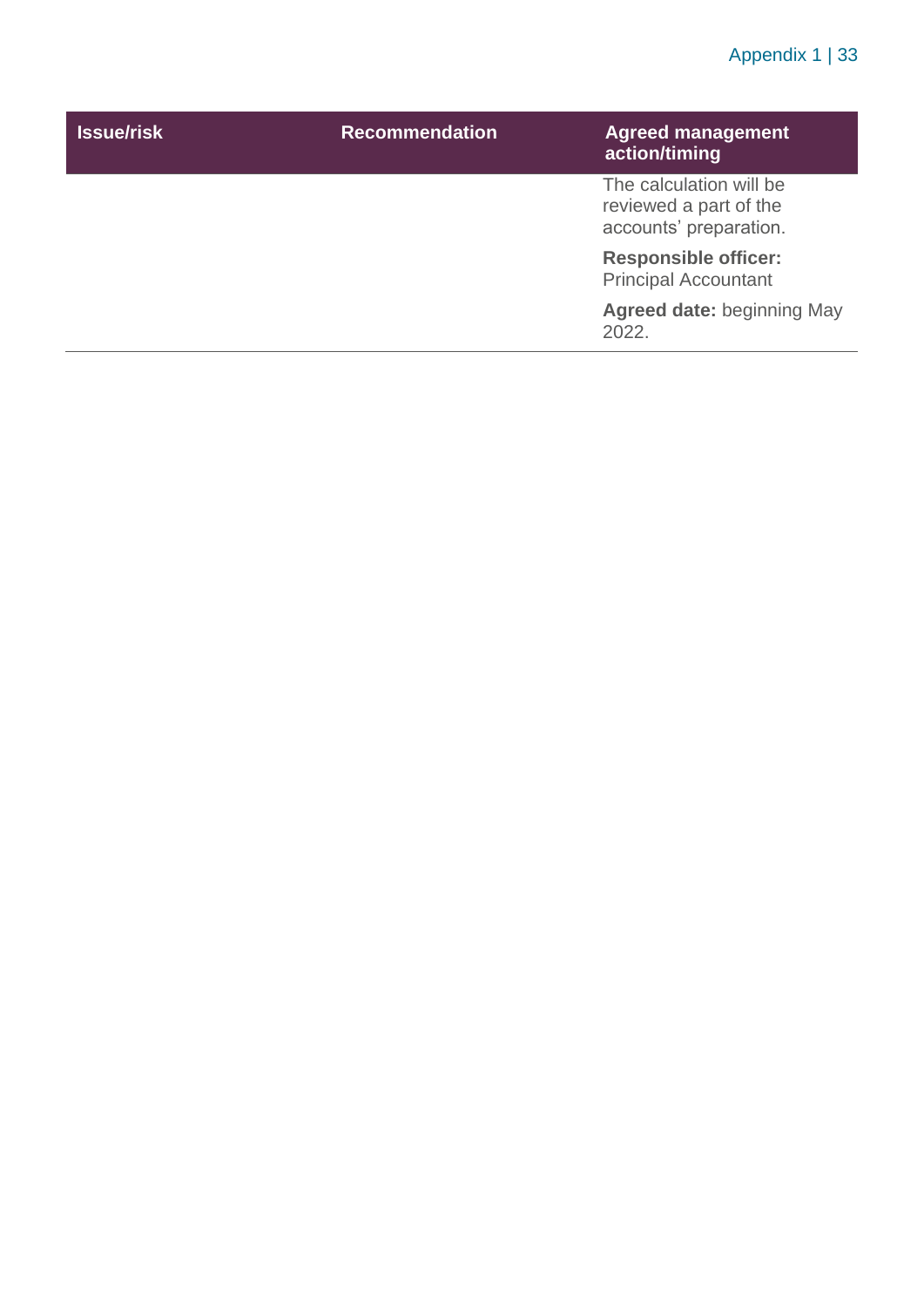| Issue/risk | Recommendation | Agreed management action/timing |
|---|---|---|
| | | The calculation will be reviewed a part of the accounts' preparation.<br><br>**Responsible officer:** Principal Accountant<br><br>**Agreed date:** beginning May 2022. |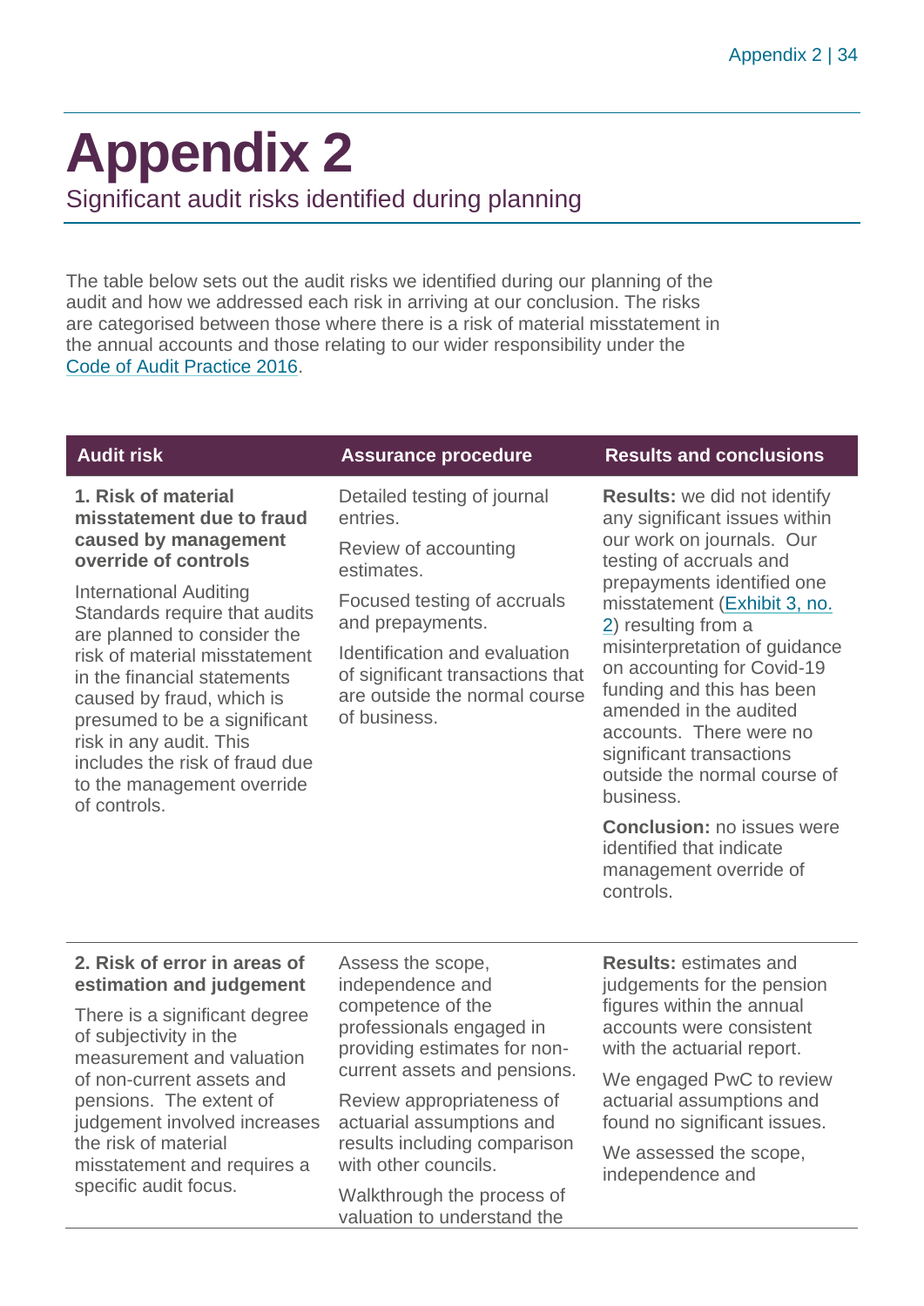# Appendix 2

## Significant audit risks identified during planning

The table below sets out the audit risks we identified during our planning of the audit and how we addressed each risk in arriving at our conclusion. The risks are categorised between those where there is a risk of material misstatement in the annual accounts and those relating to our wider responsibility under the Code of Audit Practice 2016.

| Audit risk | Assurance procedure | Results and conclusions |
|---|---|---|
| **1. Risk of material misstatement due to fraud caused by management override of controls**<br><br>International Auditing Standards require that audits are planned to consider the risk of material misstatement in the financial statements caused by fraud, which is presumed to be a significant risk in any audit. This includes the risk of fraud due to the management override of controls. | Detailed testing of journal entries.<br><br>Review of accounting estimates.<br><br>Focused testing of accruals and prepayments.<br><br>Identification and evaluation of significant transactions that are outside the normal course of business. | **Results:** we did not identify any significant issues within our work on journals. Our testing of accruals and prepayments identified one misstatement (Exhibit 3, no. 2) resulting from a misinterpretation of guidance on accounting for Covid-19 funding and this has been amended in the audited accounts. There were no significant transactions outside the normal course of business.<br><br>**Conclusion:** no issues were identified that indicate management override of controls. |
| **2. Risk of error in areas of estimation and judgement**<br><br>There is a significant degree of subjectivity in the measurement and valuation of non-current assets and pensions. The extent of judgement involved increases the risk of material misstatement and requires a specific audit focus. | Assess the scope, independence and competence of the professionals engaged in providing estimates for non-current assets and pensions.<br><br>Review appropriateness of actuarial assumptions and results including comparison with other councils.<br><br>Walkthrough the process of valuation to understand the | **Results:** estimates and judgements for the pension figures within the annual accounts were consistent with the actuarial report.<br><br>We engaged PwC to review actuarial assumptions and found no significant issues.<br><br>We assessed the scope, independence and |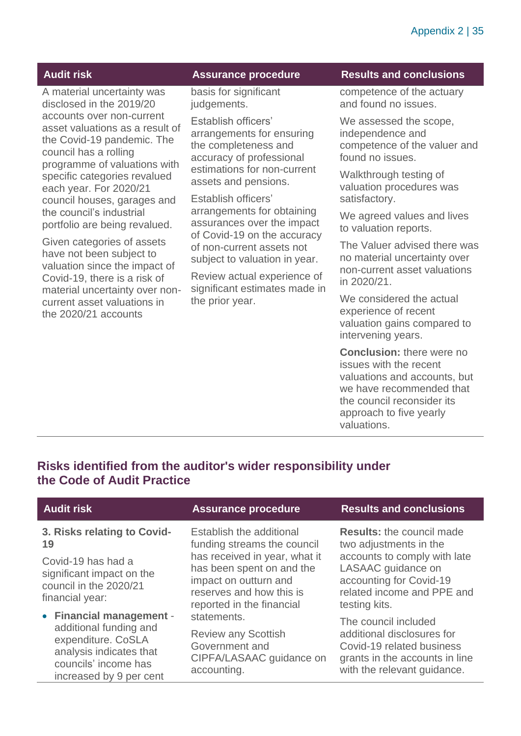| Audit risk | Assurance procedure | Results and conclusions |
| --- | --- | --- |
| A material uncertainty was disclosed in the 2019/20 accounts over non-current asset valuations as a result of the Covid-19 pandemic. The council has a rolling programme of valuations with specific categories revalued each year. For 2020/21 council houses, garages and the council's industrial portfolio are being revalued.<br><br>Given categories of assets have not been subject to valuation since the impact of Covid-19, there is a risk of material uncertainty over non-current asset valuations in the 2020/21 accounts | basis for significant judgements.<br><br>Establish officers' arrangements for ensuring the completeness and accuracy of professional estimations for non-current assets and pensions.<br><br>Establish officers' arrangements for obtaining assurances over the impact of Covid-19 on the accuracy of non-current assets not subject to valuation in year.<br><br>Review actual experience of significant estimates made in the prior year. | competence of the actuary and found no issues.<br><br>We assessed the scope, independence and competence of the valuer and found no issues.<br><br>Walkthrough testing of valuation procedures was satisfactory.<br><br>We agreed values and lives to valuation reports.<br><br>The Valuer advised there was no material uncertainty over non-current asset valuations in 2020/21.<br><br>We considered the actual experience of recent valuation gains compared to intervening years.<br><br>**Conclusion:** there were no issues with the recent valuations and accounts, but we have recommended that the council reconsider its approach to five yearly valuations. |

## Risks identified from the auditor's wider responsibility under the Code of Audit Practice

| Audit risk | Assurance procedure | Results and conclusions |
| --- | --- | --- |
| **3. Risks relating to Covid-19**<br><br>Covid-19 has had a significant impact on the council in the 2020/21 financial year:<br><br>• **Financial management** - additional funding and expenditure. CoSLA analysis indicates that councils' income has increased by 9 per cent | Establish the additional funding streams the council has received in year, what it has been spent on and the impact on outturn and reserves and how this is reported in the financial statements.<br><br>Review any Scottish Government and CIPFA/LASAAC guidance on accounting. | **Results:** the council made two adjustments in the accounts to comply with late LASAAC guidance on accounting for Covid-19 related income and PPE and testing kits.<br><br>The council included additional disclosures for Covid-19 related business grants in the accounts in line with the relevant guidance. |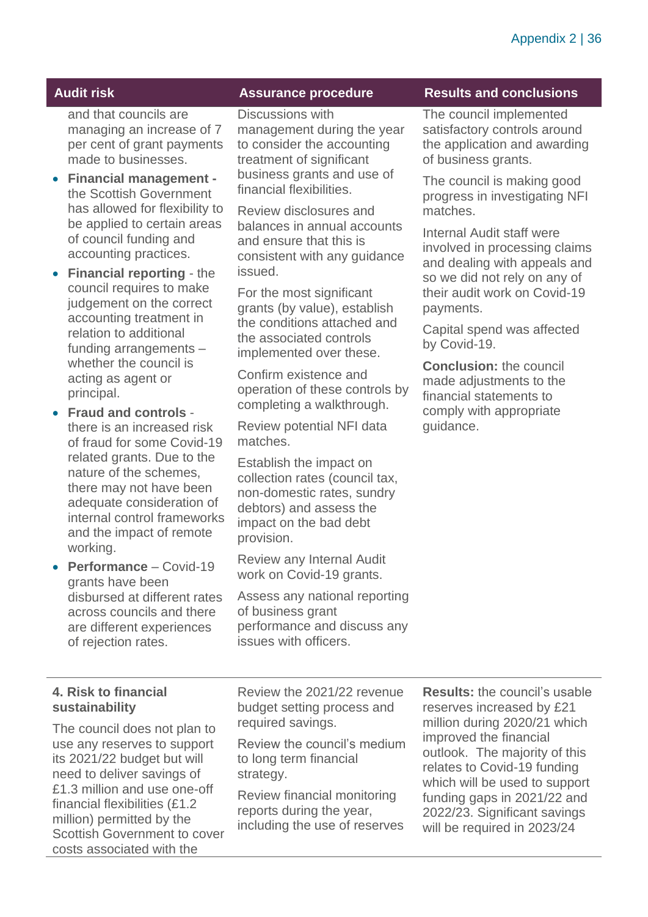| Audit risk | Assurance procedure | Results and conclusions |
|---|---|---|
| and that councils are managing an increase of 7 per cent of grant payments made to businesses.<br>• **Financial management -** the Scottish Government has allowed for flexibility to be applied to certain areas of council funding and accounting practices.<br>• **Financial reporting** - the council requires to make judgement on the correct accounting treatment in relation to additional funding arrangements – whether the council is acting as agent or principal.<br>• **Fraud and controls** - there is an increased risk of fraud for some Covid-19 related grants. Due to the nature of the schemes, there may not have been adequate consideration of internal control frameworks and the impact of remote working.<br>• **Performance** – Covid-19 grants have been disbursed at different rates across councils and there are different experiences of rejection rates. | Discussions with management during the year to consider the accounting treatment of significant business grants and use of financial flexibilities.<br><br>Review disclosures and balances in annual accounts and ensure that this is consistent with any guidance issued.<br><br>For the most significant grants (by value), establish the conditions attached and the associated controls implemented over these.<br><br>Confirm existence and operation of these controls by completing a walkthrough.<br><br>Review potential NFI data matches.<br><br>Establish the impact on collection rates (council tax, non-domestic rates, sundry debtors) and assess the impact on the bad debt provision.<br><br>Review any Internal Audit work on Covid-19 grants.<br><br>Assess any national reporting of business grant performance and discuss any issues with officers. | The council implemented satisfactory controls around the application and awarding of business grants.<br><br>The council is making good progress in investigating NFI matches.<br><br>Internal Audit staff were involved in processing claims and dealing with appeals and so we did not rely on any of their audit work on Covid-19 payments.<br><br>Capital spend was affected by Covid-19.<br><br>**Conclusion:** the council made adjustments to the financial statements to comply with appropriate guidance. |
| **4. Risk to financial sustainability**<br><br>The council does not plan to use any reserves to support its 2021/22 budget but will need to deliver savings of £1.3 million and use one-off financial flexibilities (£1.2 million) permitted by the Scottish Government to cover costs associated with the | Review the 2021/22 revenue budget setting process and required savings.<br><br>Review the council's medium to long term financial strategy.<br><br>Review financial monitoring reports during the year, including the use of reserves | **Results:** the council's usable reserves increased by £21 million during 2020/21 which improved the financial outlook. The majority of this relates to Covid-19 funding which will be used to support funding gaps in 2021/22 and 2022/23. Significant savings will be required in 2023/24 |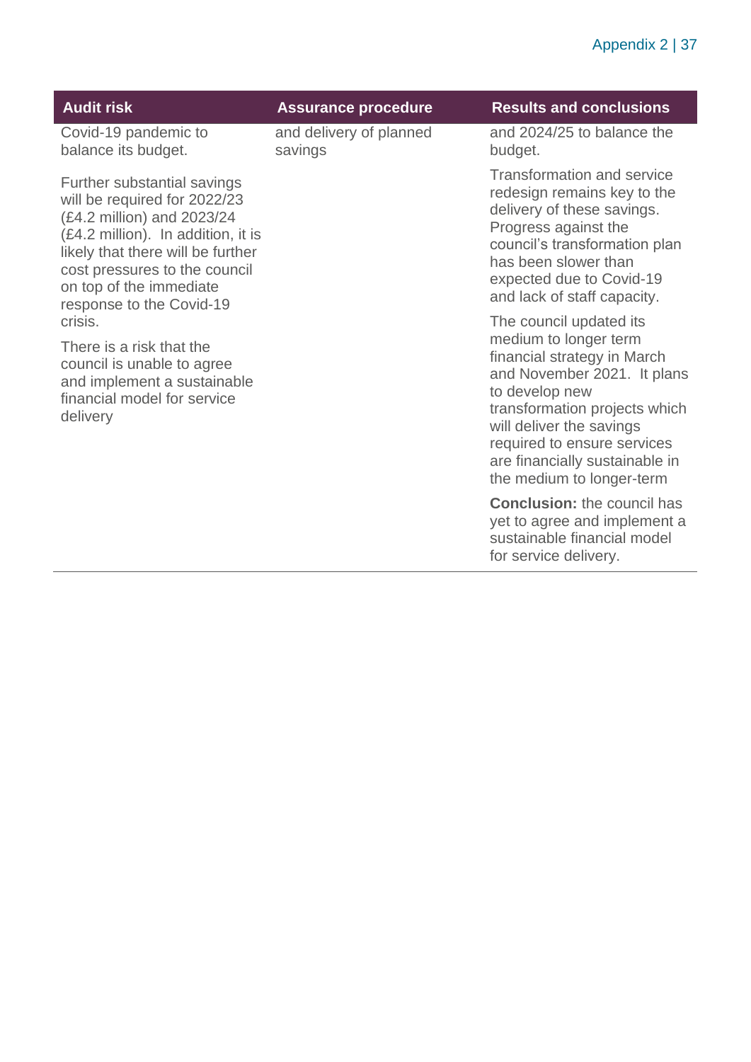| Audit risk | Assurance procedure | Results and conclusions |
|---|---|---|
| Covid-19 pandemic to balance its budget.<br><br>Further substantial savings will be required for 2022/23 (£4.2 million) and 2023/24 (£4.2 million). In addition, it is likely that there will be further cost pressures to the council on top of the immediate response to the Covid-19 crisis.<br><br>There is a risk that the council is unable to agree and implement a sustainable financial model for service delivery | and delivery of planned savings | and 2024/25 to balance the budget.<br><br>Transformation and service redesign remains key to the delivery of these savings. Progress against the council's transformation plan has been slower than expected due to Covid-19 and lack of staff capacity.<br><br>The council updated its medium to longer term financial strategy in March and November 2021. It plans to develop new transformation projects which will deliver the savings required to ensure services are financially sustainable in the medium to longer-term<br><br>**Conclusion:** the council has yet to agree and implement a sustainable financial model for service delivery. |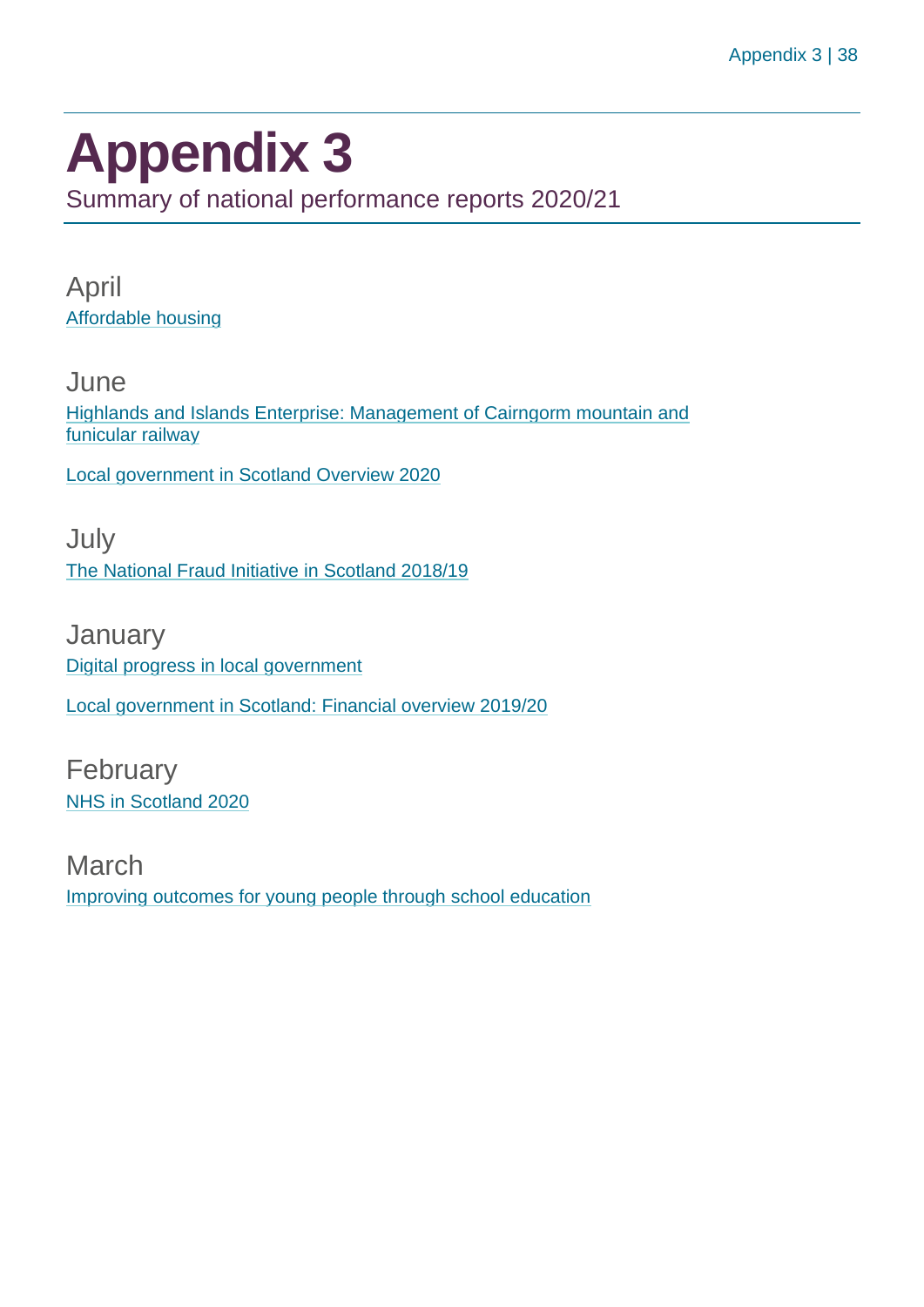# Appendix 3

Summary of national performance reports 2020/21

## April

Affordable housing

## June

Highlands and Islands Enterprise: Management of Cairngorm mountain and funicular railway

Local government in Scotland Overview 2020

## July

The National Fraud Initiative in Scotland 2018/19

## January

Digital progress in local government

Local government in Scotland: Financial overview 2019/20

## February

NHS in Scotland 2020

## March

Improving outcomes for young people through school education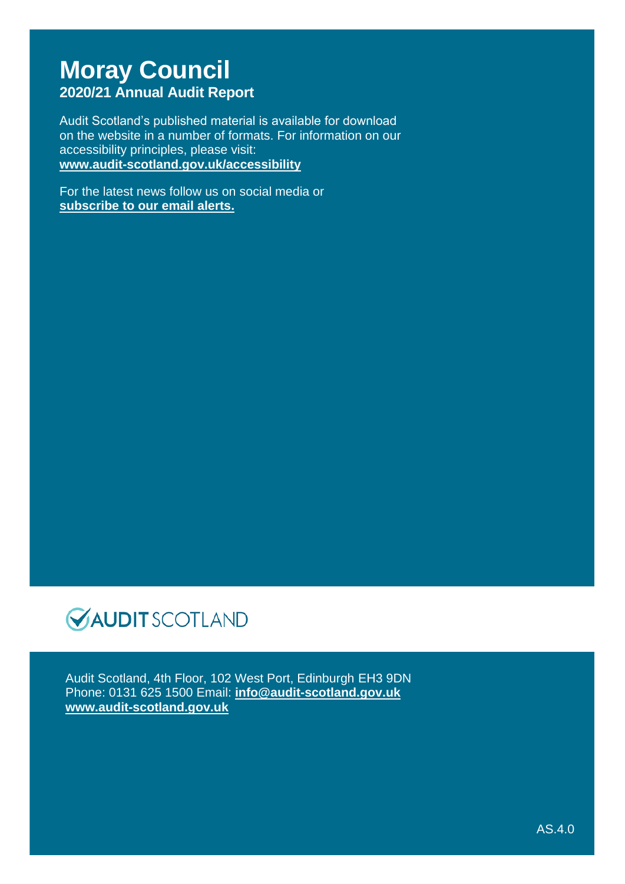# Moray Council

## 2020/21 Annual Audit Report

Audit Scotland's published material is available for download on the website in a number of formats. For information on our accessibility principles, please visit:
**www.audit-scotland.gov.uk/accessibility**

For the latest news follow us on social media or **subscribe to our email alerts.**

AUDIT SCOTLAND

Audit Scotland, 4th Floor, 102 West Port, Edinburgh EH3 9DN
Phone: 0131 625 1500 Email: **info@audit-scotland.gov.uk**
**www.audit-scotland.gov.uk**

AS.4.0